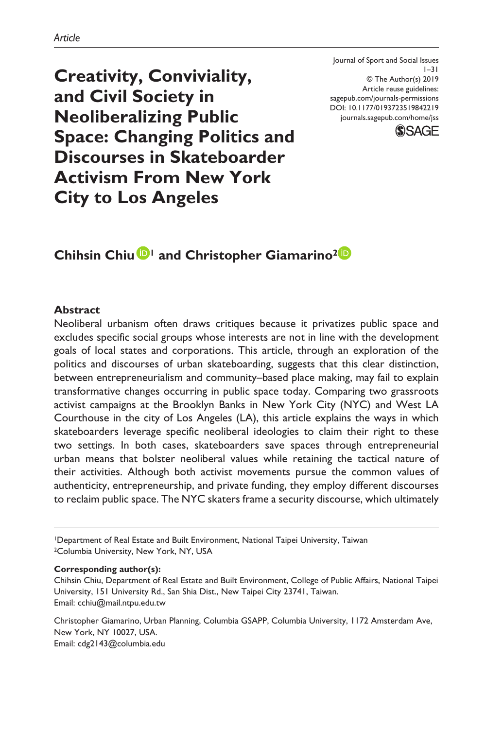*Article*

Journal of Sport and Social Issues
1–31
© The Author(s) 2019
Article reuse guidelines:
sagepub.com/journals-permissions
DOI: 10.1177/0193723519842219
journals.sagepub.com/home/jss

# Creativity, Conviviality, and Civil Society in Neoliberalizing Public Space: Changing Politics and Discourses in Skateboarder Activism From New York City to Los Angeles

**Chihsin Chiu[1] and Christopher Giamarino[2]**

## Abstract

Neoliberal urbanism often draws critiques because it privatizes public space and excludes specific social groups whose interests are not in line with the development goals of local states and corporations. This article, through an exploration of the politics and discourses of urban skateboarding, suggests that this clear distinction, between entrepreneurialism and community–based place making, may fail to explain transformative changes occurring in public space today. Comparing two grassroots activist campaigns at the Brooklyn Banks in New York City (NYC) and West LA Courthouse in the city of Los Angeles (LA), this article explains the ways in which skateboarders leverage specific neoliberal ideologies to claim their right to these two settings. In both cases, skateboarders save spaces through entrepreneurial urban means that bolster neoliberal values while retaining the tactical nature of their activities. Although both activist movements pursue the common values of authenticity, entrepreneurship, and private funding, they employ different discourses to reclaim public space. The NYC skaters frame a security discourse, which ultimately

---

[1]Department of Real Estate and Built Environment, National Taipei University, Taiwan
[2]Columbia University, New York, NY, USA

**Corresponding author(s):**
Chihsin Chiu, Department of Real Estate and Built Environment, College of Public Affairs, National Taipei University, 151 University Rd., San Shia Dist., New Taipei City 23741, Taiwan.
Email: cchiu@mail.ntpu.edu.tw

Christopher Giamarino, Urban Planning, Columbia GSAPP, Columbia University, 1172 Amsterdam Ave, New York, NY 10027, USA.
Email: cdg2143@columbia.edu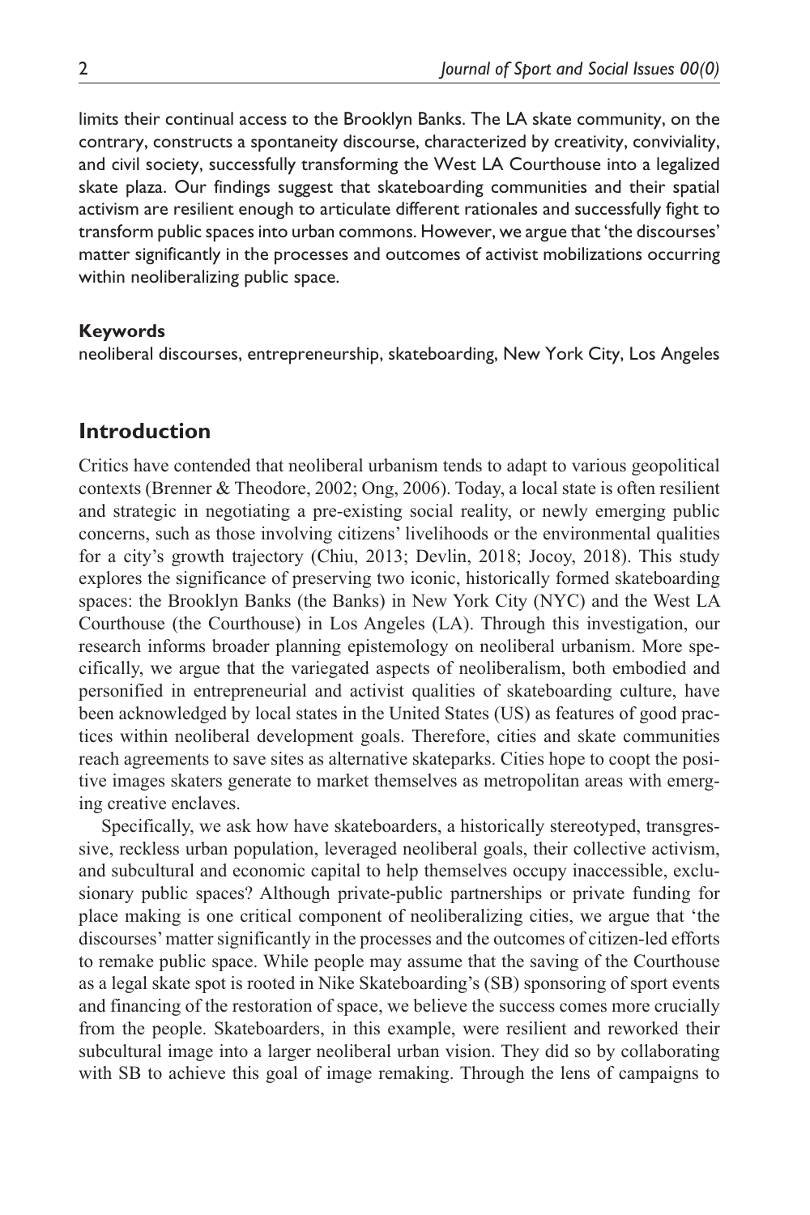limits their continual access to the Brooklyn Banks. The LA skate community, on the contrary, constructs a spontaneity discourse, characterized by creativity, conviviality, and civil society, successfully transforming the West LA Courthouse into a legalized skate plaza. Our findings suggest that skateboarding communities and their spatial activism are resilient enough to articulate different rationales and successfully fight to transform public spaces into urban commons. However, we argue that 'the discourses' matter significantly in the processes and outcomes of activist mobilizations occurring within neoliberalizing public space.

**Keywords**

neoliberal discourses, entrepreneurship, skateboarding, New York City, Los Angeles

## Introduction

Critics have contended that neoliberal urbanism tends to adapt to various geopolitical contexts (Brenner & Theodore, 2002; Ong, 2006). Today, a local state is often resilient and strategic in negotiating a pre-existing social reality, or newly emerging public concerns, such as those involving citizens' livelihoods or the environmental qualities for a city's growth trajectory (Chiu, 2013; Devlin, 2018; Jocoy, 2018). This study explores the significance of preserving two iconic, historically formed skateboarding spaces: the Brooklyn Banks (the Banks) in New York City (NYC) and the West LA Courthouse (the Courthouse) in Los Angeles (LA). Through this investigation, our research informs broader planning epistemology on neoliberal urbanism. More specifically, we argue that the variegated aspects of neoliberalism, both embodied and personified in entrepreneurial and activist qualities of skateboarding culture, have been acknowledged by local states in the United States (US) as features of good practices within neoliberal development goals. Therefore, cities and skate communities reach agreements to save sites as alternative skateparks. Cities hope to coopt the positive images skaters generate to market themselves as metropolitan areas with emerging creative enclaves.

Specifically, we ask how have skateboarders, a historically stereotyped, transgressive, reckless urban population, leveraged neoliberal goals, their collective activism, and subcultural and economic capital to help themselves occupy inaccessible, exclusionary public spaces? Although private-public partnerships or private funding for place making is one critical component of neoliberalizing cities, we argue that 'the discourses' matter significantly in the processes and the outcomes of citizen-led efforts to remake public space. While people may assume that the saving of the Courthouse as a legal skate spot is rooted in Nike Skateboarding's (SB) sponsoring of sport events and financing of the restoration of space, we believe the success comes more crucially from the people. Skateboarders, in this example, were resilient and reworked their subcultural image into a larger neoliberal urban vision. They did so by collaborating with SB to achieve this goal of image remaking. Through the lens of campaigns to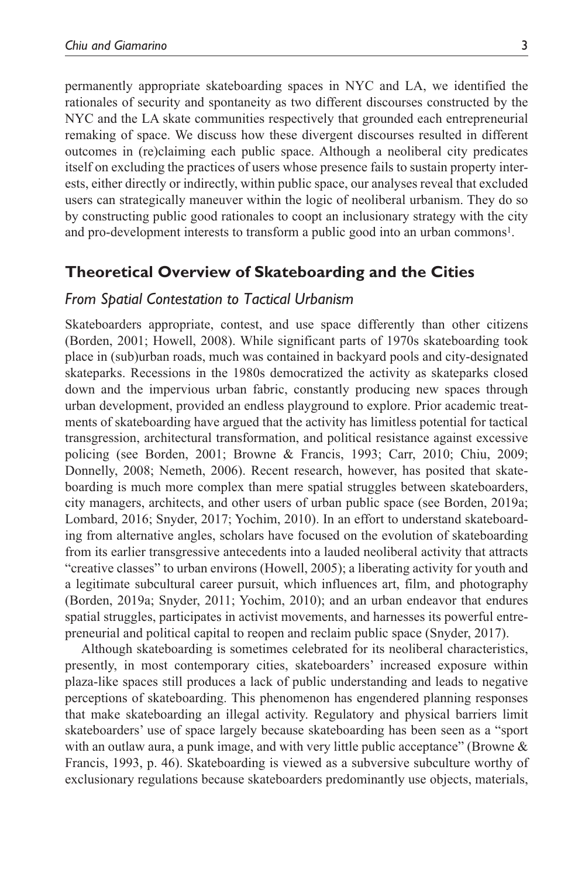permanently appropriate skateboarding spaces in NYC and LA, we identified the rationales of security and spontaneity as two different discourses constructed by the NYC and the LA skate communities respectively that grounded each entrepreneurial remaking of space. We discuss how these divergent discourses resulted in different outcomes in (re)claiming each public space. Although a neoliberal city predicates itself on excluding the practices of users whose presence fails to sustain property interests, either directly or indirectly, within public space, our analyses reveal that excluded users can strategically maneuver within the logic of neoliberal urbanism. They do so by constructing public good rationales to coopt an inclusionary strategy with the city and pro-development interests to transform a public good into an urban commons[1].

## Theoretical Overview of Skateboarding and the Cities

### *From Spatial Contestation to Tactical Urbanism*

Skateboarders appropriate, contest, and use space differently than other citizens (Borden, 2001; Howell, 2008). While significant parts of 1970s skateboarding took place in (sub)urban roads, much was contained in backyard pools and city-designated skateparks. Recessions in the 1980s democratized the activity as skateparks closed down and the impervious urban fabric, constantly producing new spaces through urban development, provided an endless playground to explore. Prior academic treatments of skateboarding have argued that the activity has limitless potential for tactical transgression, architectural transformation, and political resistance against excessive policing (see Borden, 2001; Browne & Francis, 1993; Carr, 2010; Chiu, 2009; Donnelly, 2008; Nemeth, 2006). Recent research, however, has posited that skateboarding is much more complex than mere spatial struggles between skateboarders, city managers, architects, and other users of urban public space (see Borden, 2019a; Lombard, 2016; Snyder, 2017; Yochim, 2010). In an effort to understand skateboarding from alternative angles, scholars have focused on the evolution of skateboarding from its earlier transgressive antecedents into a lauded neoliberal activity that attracts "creative classes" to urban environs (Howell, 2005); a liberating activity for youth and a legitimate subcultural career pursuit, which influences art, film, and photography (Borden, 2019a; Snyder, 2011; Yochim, 2010); and an urban endeavor that endures spatial struggles, participates in activist movements, and harnesses its powerful entrepreneurial and political capital to reopen and reclaim public space (Snyder, 2017).

Although skateboarding is sometimes celebrated for its neoliberal characteristics, presently, in most contemporary cities, skateboarders' increased exposure within plaza-like spaces still produces a lack of public understanding and leads to negative perceptions of skateboarding. This phenomenon has engendered planning responses that make skateboarding an illegal activity. Regulatory and physical barriers limit skateboarders' use of space largely because skateboarding has been seen as a "sport with an outlaw aura, a punk image, and with very little public acceptance" (Browne & Francis, 1993, p. 46). Skateboarding is viewed as a subversive subculture worthy of exclusionary regulations because skateboarders predominantly use objects, materials,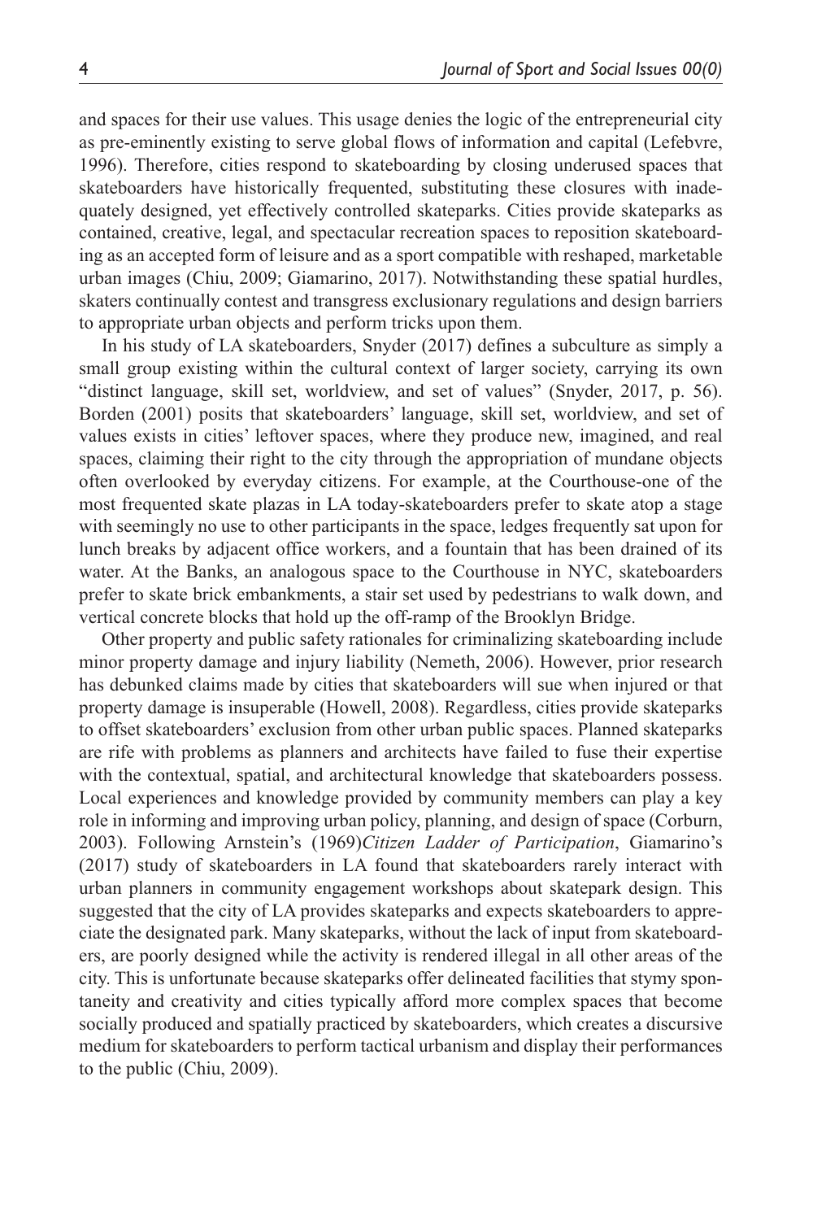and spaces for their use values. This usage denies the logic of the entrepreneurial city as pre-eminently existing to serve global flows of information and capital (Lefebvre, 1996). Therefore, cities respond to skateboarding by closing underused spaces that skateboarders have historically frequented, substituting these closures with inadequately designed, yet effectively controlled skateparks. Cities provide skateparks as contained, creative, legal, and spectacular recreation spaces to reposition skateboarding as an accepted form of leisure and as a sport compatible with reshaped, marketable urban images (Chiu, 2009; Giamarino, 2017). Notwithstanding these spatial hurdles, skaters continually contest and transgress exclusionary regulations and design barriers to appropriate urban objects and perform tricks upon them.

In his study of LA skateboarders, Snyder (2017) defines a subculture as simply a small group existing within the cultural context of larger society, carrying its own "distinct language, skill set, worldview, and set of values" (Snyder, 2017, p. 56). Borden (2001) posits that skateboarders' language, skill set, worldview, and set of values exists in cities' leftover spaces, where they produce new, imagined, and real spaces, claiming their right to the city through the appropriation of mundane objects often overlooked by everyday citizens. For example, at the Courthouse-one of the most frequented skate plazas in LA today-skateboarders prefer to skate atop a stage with seemingly no use to other participants in the space, ledges frequently sat upon for lunch breaks by adjacent office workers, and a fountain that has been drained of its water. At the Banks, an analogous space to the Courthouse in NYC, skateboarders prefer to skate brick embankments, a stair set used by pedestrians to walk down, and vertical concrete blocks that hold up the off-ramp of the Brooklyn Bridge.

Other property and public safety rationales for criminalizing skateboarding include minor property damage and injury liability (Nemeth, 2006). However, prior research has debunked claims made by cities that skateboarders will sue when injured or that property damage is insuperable (Howell, 2008). Regardless, cities provide skateparks to offset skateboarders' exclusion from other urban public spaces. Planned skateparks are rife with problems as planners and architects have failed to fuse their expertise with the contextual, spatial, and architectural knowledge that skateboarders possess. Local experiences and knowledge provided by community members can play a key role in informing and improving urban policy, planning, and design of space (Corburn, 2003). Following Arnstein's (1969)*Citizen Ladder of Participation*, Giamarino's (2017) study of skateboarders in LA found that skateboarders rarely interact with urban planners in community engagement workshops about skatepark design. This suggested that the city of LA provides skateparks and expects skateboarders to appreciate the designated park. Many skateparks, without the lack of input from skateboarders, are poorly designed while the activity is rendered illegal in all other areas of the city. This is unfortunate because skateparks offer delineated facilities that stymy spontaneity and creativity and cities typically afford more complex spaces that become socially produced and spatially practiced by skateboarders, which creates a discursive medium for skateboarders to perform tactical urbanism and display their performances to the public (Chiu, 2009).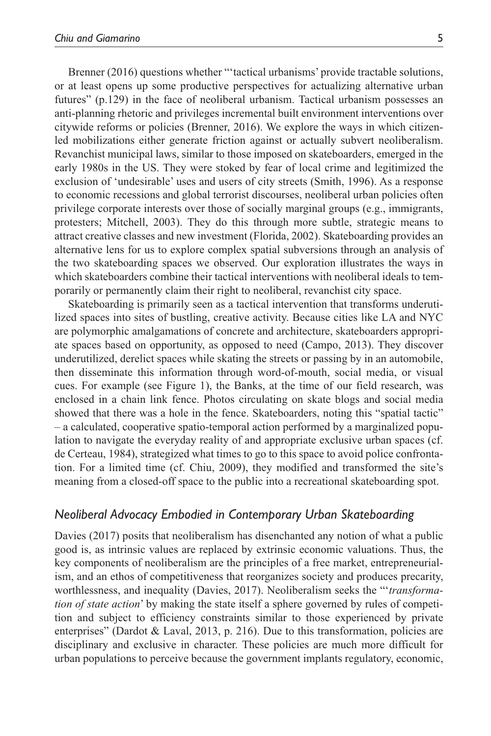Brenner (2016) questions whether "'tactical urbanisms' provide tractable solutions, or at least opens up some productive perspectives for actualizing alternative urban futures" (p.129) in the face of neoliberal urbanism. Tactical urbanism possesses an anti-planning rhetoric and privileges incremental built environment interventions over citywide reforms or policies (Brenner, 2016). We explore the ways in which citizen-led mobilizations either generate friction against or actually subvert neoliberalism. Revanchist municipal laws, similar to those imposed on skateboarders, emerged in the early 1980s in the US. They were stoked by fear of local crime and legitimized the exclusion of 'undesirable' uses and users of city streets (Smith, 1996). As a response to economic recessions and global terrorist discourses, neoliberal urban policies often privilege corporate interests over those of socially marginal groups (e.g., immigrants, protesters; Mitchell, 2003). They do this through more subtle, strategic means to attract creative classes and new investment (Florida, 2002). Skateboarding provides an alternative lens for us to explore complex spatial subversions through an analysis of the two skateboarding spaces we observed. Our exploration illustrates the ways in which skateboarders combine their tactical interventions with neoliberal ideals to temporarily or permanently claim their right to neoliberal, revanchist city space.

Skateboarding is primarily seen as a tactical intervention that transforms underutilized spaces into sites of bustling, creative activity. Because cities like LA and NYC are polymorphic amalgamations of concrete and architecture, skateboarders appropriate spaces based on opportunity, as opposed to need (Campo, 2013). They discover underutilized, derelict spaces while skating the streets or passing by in an automobile, then disseminate this information through word-of-mouth, social media, or visual cues. For example (see Figure 1), the Banks, at the time of our field research, was enclosed in a chain link fence. Photos circulating on skate blogs and social media showed that there was a hole in the fence. Skateboarders, noting this "spatial tactic" – a calculated, cooperative spatio-temporal action performed by a marginalized population to navigate the everyday reality of and appropriate exclusive urban spaces (cf. de Certeau, 1984), strategized what times to go to this space to avoid police confrontation. For a limited time (cf. Chiu, 2009), they modified and transformed the site's meaning from a closed-off space to the public into a recreational skateboarding spot.

## *Neoliberal Advocacy Embodied in Contemporary Urban Skateboarding*

Davies (2017) posits that neoliberalism has disenchanted any notion of what a public good is, as intrinsic values are replaced by extrinsic economic valuations. Thus, the key components of neoliberalism are the principles of a free market, entrepreneurialism, and an ethos of competitiveness that reorganizes society and produces precarity, worthlessness, and inequality (Davies, 2017). Neoliberalism seeks the "'*transformation of state action*' by making the state itself a sphere governed by rules of competition and subject to efficiency constraints similar to those experienced by private enterprises" (Dardot & Laval, 2013, p. 216). Due to this transformation, policies are disciplinary and exclusive in character. These policies are much more difficult for urban populations to perceive because the government implants regulatory, economic,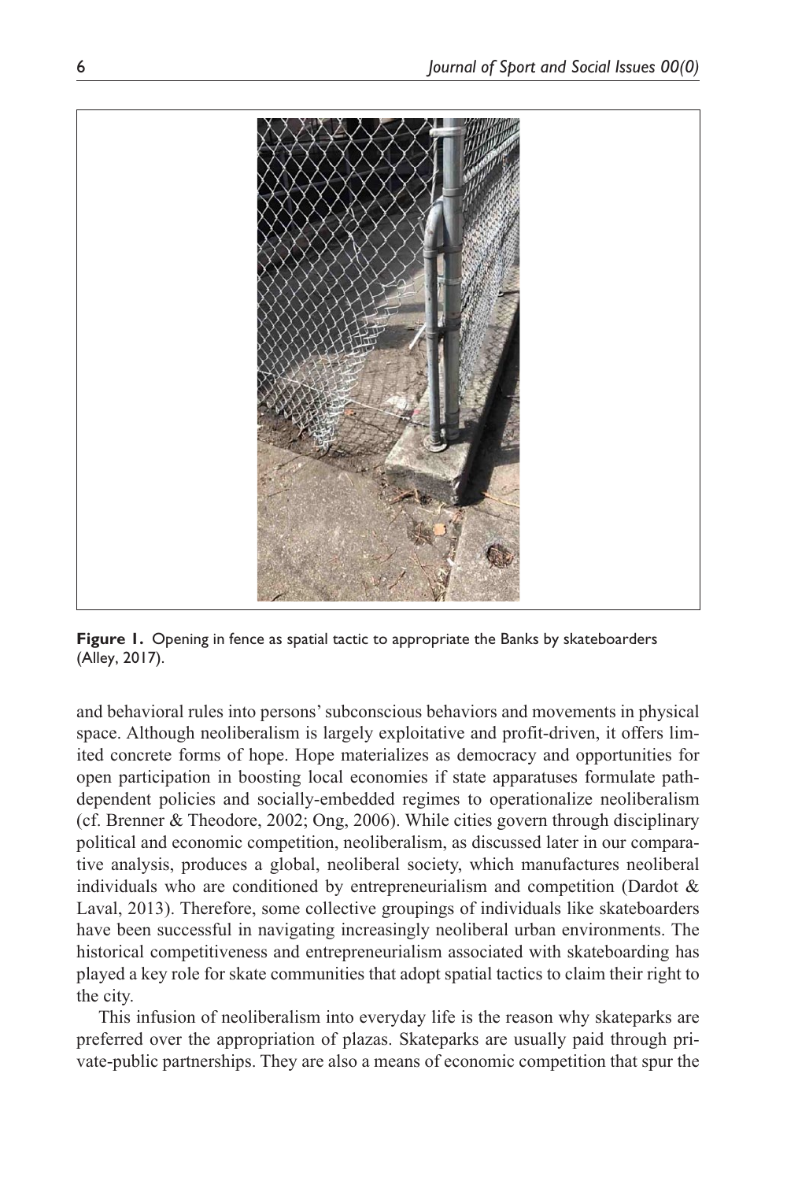**Figure 1.** Opening in fence as spatial tactic to appropriate the Banks by skateboarders (Alley, 2017).

and behavioral rules into persons' subconscious behaviors and movements in physical space. Although neoliberalism is largely exploitative and profit-driven, it offers limited concrete forms of hope. Hope materializes as democracy and opportunities for open participation in boosting local economies if state apparatuses formulate path-dependent policies and socially-embedded regimes to operationalize neoliberalism (cf. Brenner & Theodore, 2002; Ong, 2006). While cities govern through disciplinary political and economic competition, neoliberalism, as discussed later in our comparative analysis, produces a global, neoliberal society, which manufactures neoliberal individuals who are conditioned by entrepreneurialism and competition (Dardot & Laval, 2013). Therefore, some collective groupings of individuals like skateboarders have been successful in navigating increasingly neoliberal urban environments. The historical competitiveness and entrepreneurialism associated with skateboarding has played a key role for skate communities that adopt spatial tactics to claim their right to the city.

This infusion of neoliberalism into everyday life is the reason why skateparks are preferred over the appropriation of plazas. Skateparks are usually paid through private-public partnerships. They are also a means of economic competition that spur the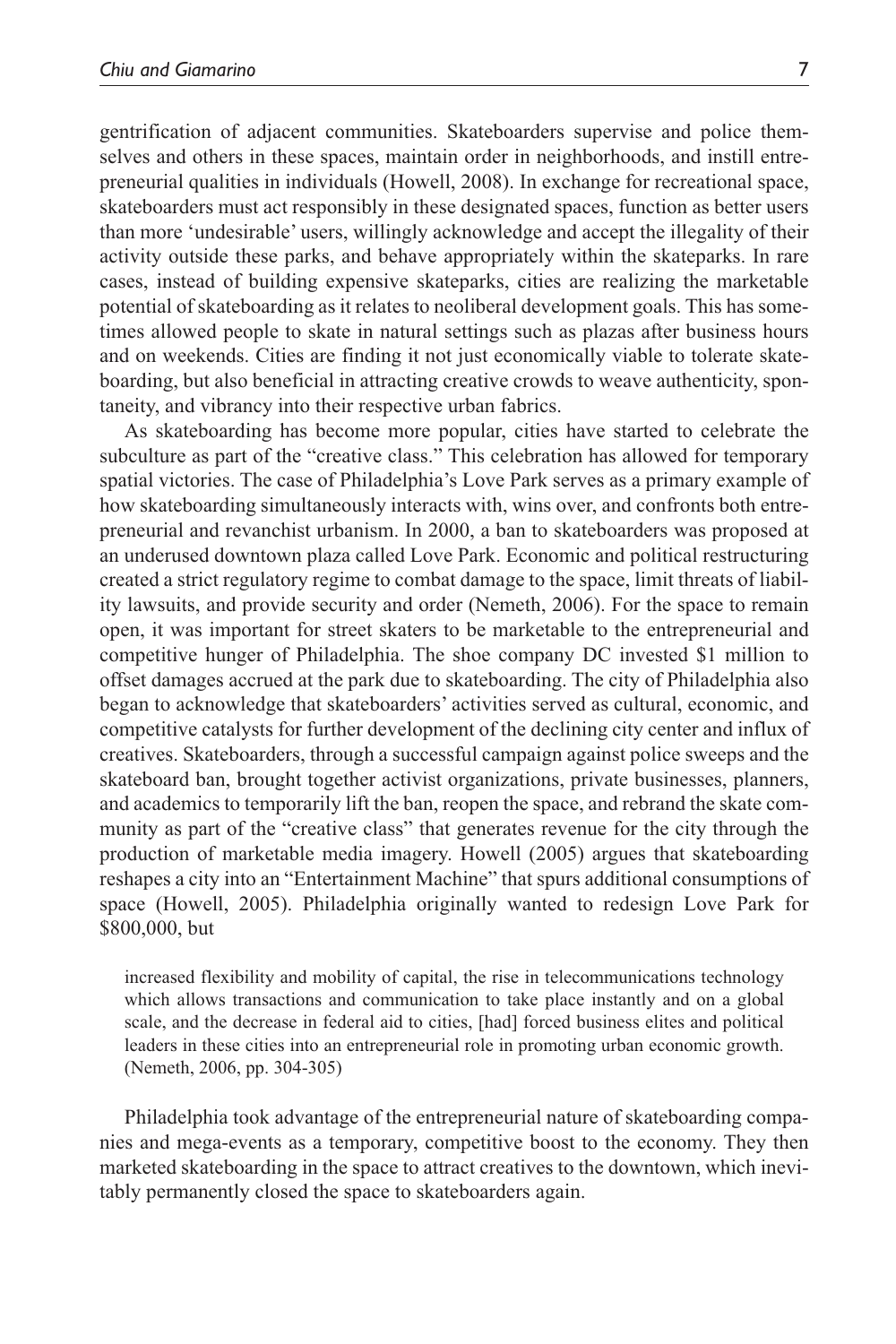gentrification of adjacent communities. Skateboarders supervise and police themselves and others in these spaces, maintain order in neighborhoods, and instill entrepreneurial qualities in individuals (Howell, 2008). In exchange for recreational space, skateboarders must act responsibly in these designated spaces, function as better users than more 'undesirable' users, willingly acknowledge and accept the illegality of their activity outside these parks, and behave appropriately within the skateparks. In rare cases, instead of building expensive skateparks, cities are realizing the marketable potential of skateboarding as it relates to neoliberal development goals. This has sometimes allowed people to skate in natural settings such as plazas after business hours and on weekends. Cities are finding it not just economically viable to tolerate skateboarding, but also beneficial in attracting creative crowds to weave authenticity, spontaneity, and vibrancy into their respective urban fabrics.

As skateboarding has become more popular, cities have started to celebrate the subculture as part of the "creative class." This celebration has allowed for temporary spatial victories. The case of Philadelphia's Love Park serves as a primary example of how skateboarding simultaneously interacts with, wins over, and confronts both entrepreneurial and revanchist urbanism. In 2000, a ban to skateboarders was proposed at an underused downtown plaza called Love Park. Economic and political restructuring created a strict regulatory regime to combat damage to the space, limit threats of liability lawsuits, and provide security and order (Nemeth, 2006). For the space to remain open, it was important for street skaters to be marketable to the entrepreneurial and competitive hunger of Philadelphia. The shoe company DC invested $1 million to offset damages accrued at the park due to skateboarding. The city of Philadelphia also began to acknowledge that skateboarders' activities served as cultural, economic, and competitive catalysts for further development of the declining city center and influx of creatives. Skateboarders, through a successful campaign against police sweeps and the skateboard ban, brought together activist organizations, private businesses, planners, and academics to temporarily lift the ban, reopen the space, and rebrand the skate community as part of the "creative class" that generates revenue for the city through the production of marketable media imagery. Howell (2005) argues that skateboarding reshapes a city into an "Entertainment Machine" that spurs additional consumptions of space (Howell, 2005). Philadelphia originally wanted to redesign Love Park for $800,000, but

> increased flexibility and mobility of capital, the rise in telecommunications technology which allows transactions and communication to take place instantly and on a global scale, and the decrease in federal aid to cities, [had] forced business elites and political leaders in these cities into an entrepreneurial role in promoting urban economic growth. (Nemeth, 2006, pp. 304-305)

Philadelphia took advantage of the entrepreneurial nature of skateboarding companies and mega-events as a temporary, competitive boost to the economy. They then marketed skateboarding in the space to attract creatives to the downtown, which inevitably permanently closed the space to skateboarders again.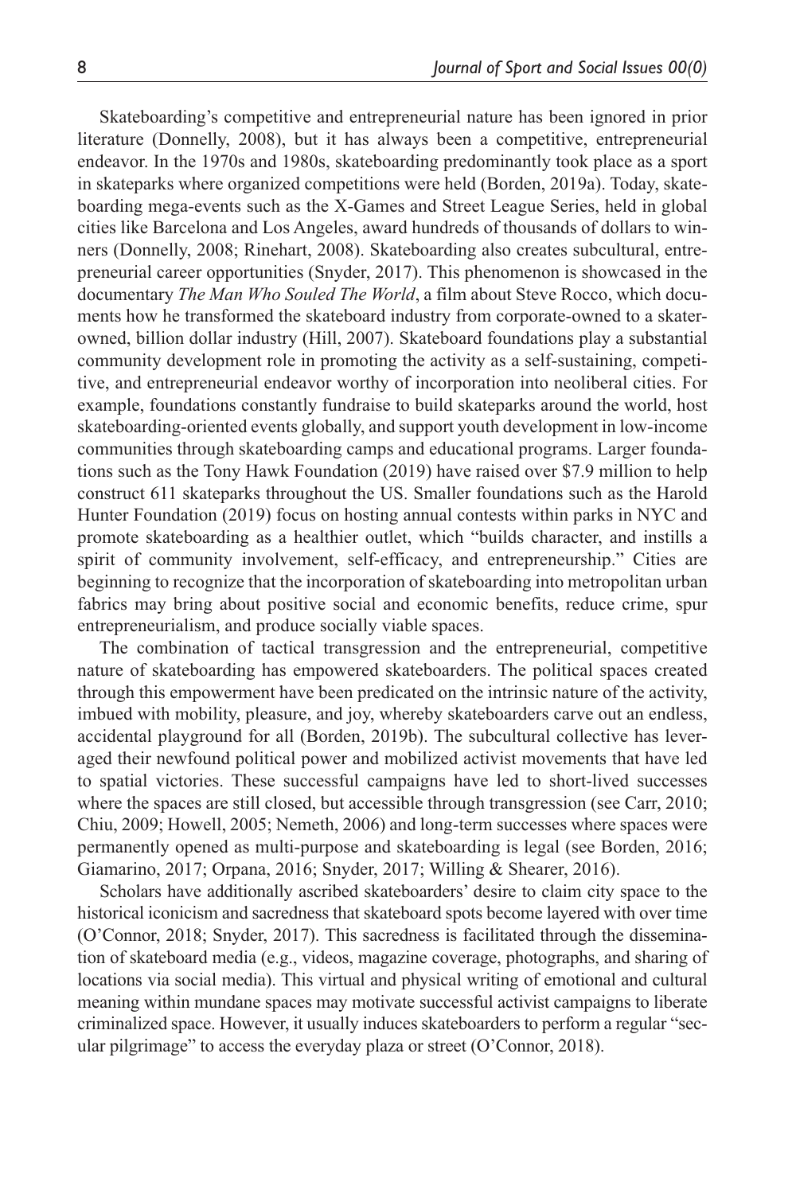Skateboarding's competitive and entrepreneurial nature has been ignored in prior literature (Donnelly, 2008), but it has always been a competitive, entrepreneurial endeavor. In the 1970s and 1980s, skateboarding predominantly took place as a sport in skateparks where organized competitions were held (Borden, 2019a). Today, skateboarding mega-events such as the X-Games and Street League Series, held in global cities like Barcelona and Los Angeles, award hundreds of thousands of dollars to winners (Donnelly, 2008; Rinehart, 2008). Skateboarding also creates subcultural, entrepreneurial career opportunities (Snyder, 2017). This phenomenon is showcased in the documentary *The Man Who Souled The World*, a film about Steve Rocco, which documents how he transformed the skateboard industry from corporate-owned to a skater-owned, billion dollar industry (Hill, 2007). Skateboard foundations play a substantial community development role in promoting the activity as a self-sustaining, competitive, and entrepreneurial endeavor worthy of incorporation into neoliberal cities. For example, foundations constantly fundraise to build skateparks around the world, host skateboarding-oriented events globally, and support youth development in low-income communities through skateboarding camps and educational programs. Larger foundations such as the Tony Hawk Foundation (2019) have raised over $7.9 million to help construct 611 skateparks throughout the US. Smaller foundations such as the Harold Hunter Foundation (2019) focus on hosting annual contests within parks in NYC and promote skateboarding as a healthier outlet, which "builds character, and instills a spirit of community involvement, self-efficacy, and entrepreneurship." Cities are beginning to recognize that the incorporation of skateboarding into metropolitan urban fabrics may bring about positive social and economic benefits, reduce crime, spur entrepreneurialism, and produce socially viable spaces.

The combination of tactical transgression and the entrepreneurial, competitive nature of skateboarding has empowered skateboarders. The political spaces created through this empowerment have been predicated on the intrinsic nature of the activity, imbued with mobility, pleasure, and joy, whereby skateboarders carve out an endless, accidental playground for all (Borden, 2019b). The subcultural collective has leveraged their newfound political power and mobilized activist movements that have led to spatial victories. These successful campaigns have led to short-lived successes where the spaces are still closed, but accessible through transgression (see Carr, 2010; Chiu, 2009; Howell, 2005; Nemeth, 2006) and long-term successes where spaces were permanently opened as multi-purpose and skateboarding is legal (see Borden, 2016; Giamarino, 2017; Orpana, 2016; Snyder, 2017; Willing & Shearer, 2016).

Scholars have additionally ascribed skateboarders' desire to claim city space to the historical iconicism and sacredness that skateboard spots become layered with over time (O'Connor, 2018; Snyder, 2017). This sacredness is facilitated through the dissemination of skateboard media (e.g., videos, magazine coverage, photographs, and sharing of locations via social media). This virtual and physical writing of emotional and cultural meaning within mundane spaces may motivate successful activist campaigns to liberate criminalized space. However, it usually induces skateboarders to perform a regular "secular pilgrimage" to access the everyday plaza or street (O'Connor, 2018).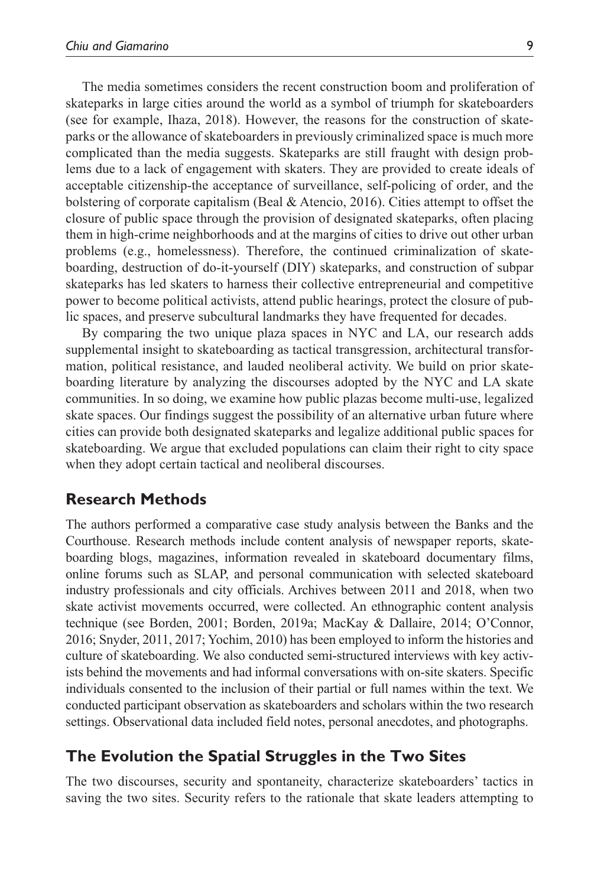The media sometimes considers the recent construction boom and proliferation of skateparks in large cities around the world as a symbol of triumph for skateboarders (see for example, Ihaza, 2018). However, the reasons for the construction of skateparks or the allowance of skateboarders in previously criminalized space is much more complicated than the media suggests. Skateparks are still fraught with design problems due to a lack of engagement with skaters. They are provided to create ideals of acceptable citizenship-the acceptance of surveillance, self-policing of order, and the bolstering of corporate capitalism (Beal & Atencio, 2016). Cities attempt to offset the closure of public space through the provision of designated skateparks, often placing them in high-crime neighborhoods and at the margins of cities to drive out other urban problems (e.g., homelessness). Therefore, the continued criminalization of skateboarding, destruction of do-it-yourself (DIY) skateparks, and construction of subpar skateparks has led skaters to harness their collective entrepreneurial and competitive power to become political activists, attend public hearings, protect the closure of public spaces, and preserve subcultural landmarks they have frequented for decades.

By comparing the two unique plaza spaces in NYC and LA, our research adds supplemental insight to skateboarding as tactical transgression, architectural transformation, political resistance, and lauded neoliberal activity. We build on prior skateboarding literature by analyzing the discourses adopted by the NYC and LA skate communities. In so doing, we examine how public plazas become multi-use, legalized skate spaces. Our findings suggest the possibility of an alternative urban future where cities can provide both designated skateparks and legalize additional public spaces for skateboarding. We argue that excluded populations can claim their right to city space when they adopt certain tactical and neoliberal discourses.

## Research Methods

The authors performed a comparative case study analysis between the Banks and the Courthouse. Research methods include content analysis of newspaper reports, skateboarding blogs, magazines, information revealed in skateboard documentary films, online forums such as SLAP, and personal communication with selected skateboard industry professionals and city officials. Archives between 2011 and 2018, when two skate activist movements occurred, were collected. An ethnographic content analysis technique (see Borden, 2001; Borden, 2019a; MacKay & Dallaire, 2014; O'Connor, 2016; Snyder, 2011, 2017; Yochim, 2010) has been employed to inform the histories and culture of skateboarding. We also conducted semi-structured interviews with key activists behind the movements and had informal conversations with on-site skaters. Specific individuals consented to the inclusion of their partial or full names within the text. We conducted participant observation as skateboarders and scholars within the two research settings. Observational data included field notes, personal anecdotes, and photographs.

## The Evolution the Spatial Struggles in the Two Sites

The two discourses, security and spontaneity, characterize skateboarders' tactics in saving the two sites. Security refers to the rationale that skate leaders attempting to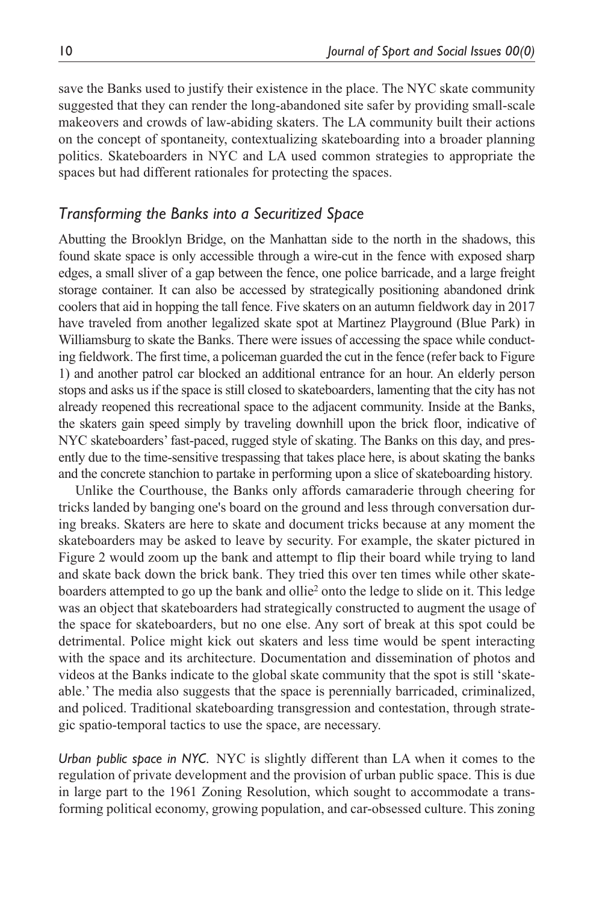save the Banks used to justify their existence in the place. The NYC skate community suggested that they can render the long-abandoned site safer by providing small-scale makeovers and crowds of law-abiding skaters. The LA community built their actions on the concept of spontaneity, contextualizing skateboarding into a broader planning politics. Skateboarders in NYC and LA used common strategies to appropriate the spaces but had different rationales for protecting the spaces.

## *Transforming the Banks into a Securitized Space*

Abutting the Brooklyn Bridge, on the Manhattan side to the north in the shadows, this found skate space is only accessible through a wire-cut in the fence with exposed sharp edges, a small sliver of a gap between the fence, one police barricade, and a large freight storage container. It can also be accessed by strategically positioning abandoned drink coolers that aid in hopping the tall fence. Five skaters on an autumn fieldwork day in 2017 have traveled from another legalized skate spot at Martinez Playground (Blue Park) in Williamsburg to skate the Banks. There were issues of accessing the space while conducting fieldwork. The first time, a policeman guarded the cut in the fence (refer back to Figure 1) and another patrol car blocked an additional entrance for an hour. An elderly person stops and asks us if the space is still closed to skateboarders, lamenting that the city has not already reopened this recreational space to the adjacent community. Inside at the Banks, the skaters gain speed simply by traveling downhill upon the brick floor, indicative of NYC skateboarders' fast-paced, rugged style of skating. The Banks on this day, and presently due to the time-sensitive trespassing that takes place here, is about skating the banks and the concrete stanchion to partake in performing upon a slice of skateboarding history.

Unlike the Courthouse, the Banks only affords camaraderie through cheering for tricks landed by banging one's board on the ground and less through conversation during breaks. Skaters are here to skate and document tricks because at any moment the skateboarders may be asked to leave by security. For example, the skater pictured in Figure 2 would zoom up the bank and attempt to flip their board while trying to land and skate back down the brick bank. They tried this over ten times while other skateboarders attempted to go up the bank and ollie[2] onto the ledge to slide on it. This ledge was an object that skateboarders had strategically constructed to augment the usage of the space for skateboarders, but no one else. Any sort of break at this spot could be detrimental. Police might kick out skaters and less time would be spent interacting with the space and its architecture. Documentation and dissemination of photos and videos at the Banks indicate to the global skate community that the spot is still 'skateable.' The media also suggests that the space is perennially barricaded, criminalized, and policed. Traditional skateboarding transgression and contestation, through strategic spatio-temporal tactics to use the space, are necessary.

*Urban public space in NYC.* NYC is slightly different than LA when it comes to the regulation of private development and the provision of urban public space. This is due in large part to the 1961 Zoning Resolution, which sought to accommodate a transforming political economy, growing population, and car-obsessed culture. This zoning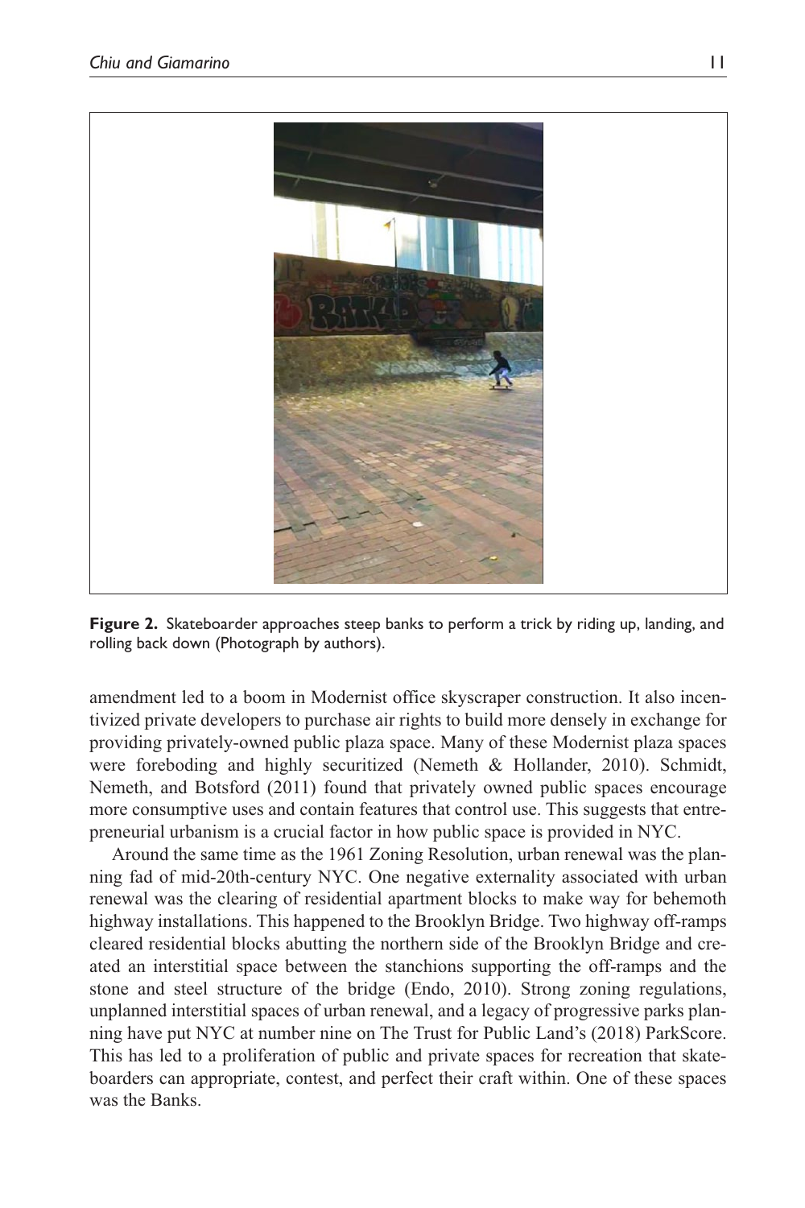**Figure 2.** Skateboarder approaches steep banks to perform a trick by riding up, landing, and rolling back down (Photograph by authors).

amendment led to a boom in Modernist office skyscraper construction. It also incentivized private developers to purchase air rights to build more densely in exchange for providing privately-owned public plaza space. Many of these Modernist plaza spaces were foreboding and highly securitized (Nemeth & Hollander, 2010). Schmidt, Nemeth, and Botsford (2011) found that privately owned public spaces encourage more consumptive uses and contain features that control use. This suggests that entrepreneurial urbanism is a crucial factor in how public space is provided in NYC.

Around the same time as the 1961 Zoning Resolution, urban renewal was the planning fad of mid-20th-century NYC. One negative externality associated with urban renewal was the clearing of residential apartment blocks to make way for behemoth highway installations. This happened to the Brooklyn Bridge. Two highway off-ramps cleared residential blocks abutting the northern side of the Brooklyn Bridge and created an interstitial space between the stanchions supporting the off-ramps and the stone and steel structure of the bridge (Endo, 2010). Strong zoning regulations, unplanned interstitial spaces of urban renewal, and a legacy of progressive parks planning have put NYC at number nine on The Trust for Public Land's (2018) ParkScore. This has led to a proliferation of public and private spaces for recreation that skateboarders can appropriate, contest, and perfect their craft within. One of these spaces was the Banks.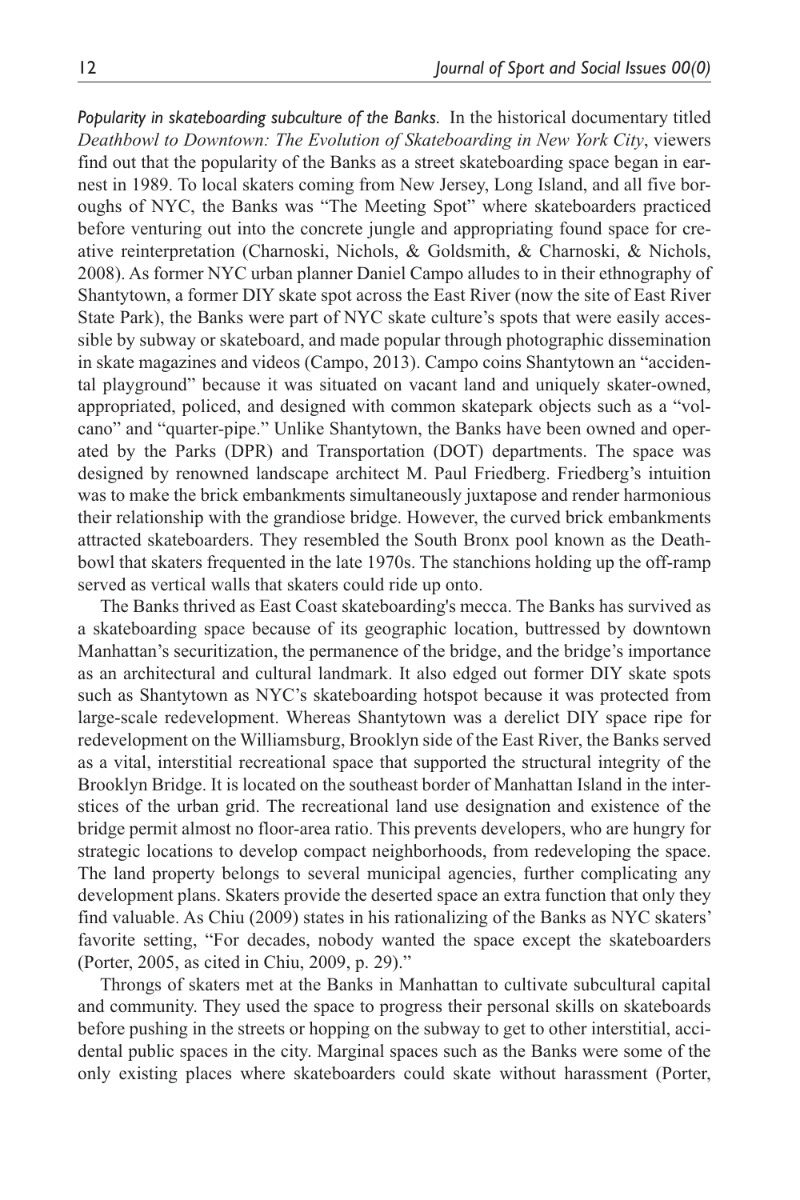***Popularity in skateboarding subculture of the Banks.*** In the historical documentary titled *Deathbowl to Downtown: The Evolution of Skateboarding in New York City*, viewers find out that the popularity of the Banks as a street skateboarding space began in earnest in 1989. To local skaters coming from New Jersey, Long Island, and all five boroughs of NYC, the Banks was "The Meeting Spot" where skateboarders practiced before venturing out into the concrete jungle and appropriating found space for creative reinterpretation (Charnoski, Nichols, & Goldsmith, & Charnoski, & Nichols, 2008). As former NYC urban planner Daniel Campo alludes to in their ethnography of Shantytown, a former DIY skate spot across the East River (now the site of East River State Park), the Banks were part of NYC skate culture's spots that were easily accessible by subway or skateboard, and made popular through photographic dissemination in skate magazines and videos (Campo, 2013). Campo coins Shantytown an "accidental playground" because it was situated on vacant land and uniquely skater-owned, appropriated, policed, and designed with common skatepark objects such as a "volcano" and "quarter-pipe." Unlike Shantytown, the Banks have been owned and operated by the Parks (DPR) and Transportation (DOT) departments. The space was designed by renowned landscape architect M. Paul Friedberg. Friedberg's intuition was to make the brick embankments simultaneously juxtapose and render harmonious their relationship with the grandiose bridge. However, the curved brick embankments attracted skateboarders. They resembled the South Bronx pool known as the Deathbowl that skaters frequented in the late 1970s. The stanchions holding up the off-ramp served as vertical walls that skaters could ride up onto.

The Banks thrived as East Coast skateboarding's mecca. The Banks has survived as a skateboarding space because of its geographic location, buttressed by downtown Manhattan's securitization, the permanence of the bridge, and the bridge's importance as an architectural and cultural landmark. It also edged out former DIY skate spots such as Shantytown as NYC's skateboarding hotspot because it was protected from large-scale redevelopment. Whereas Shantytown was a derelict DIY space ripe for redevelopment on the Williamsburg, Brooklyn side of the East River, the Banks served as a vital, interstitial recreational space that supported the structural integrity of the Brooklyn Bridge. It is located on the southeast border of Manhattan Island in the interstices of the urban grid. The recreational land use designation and existence of the bridge permit almost no floor-area ratio. This prevents developers, who are hungry for strategic locations to develop compact neighborhoods, from redeveloping the space. The land property belongs to several municipal agencies, further complicating any development plans. Skaters provide the deserted space an extra function that only they find valuable. As Chiu (2009) states in his rationalizing of the Banks as NYC skaters' favorite setting, "For decades, nobody wanted the space except the skateboarders (Porter, 2005, as cited in Chiu, 2009, p. 29)."

Throngs of skaters met at the Banks in Manhattan to cultivate subcultural capital and community. They used the space to progress their personal skills on skateboards before pushing in the streets or hopping on the subway to get to other interstitial, accidental public spaces in the city. Marginal spaces such as the Banks were some of the only existing places where skateboarders could skate without harassment (Porter,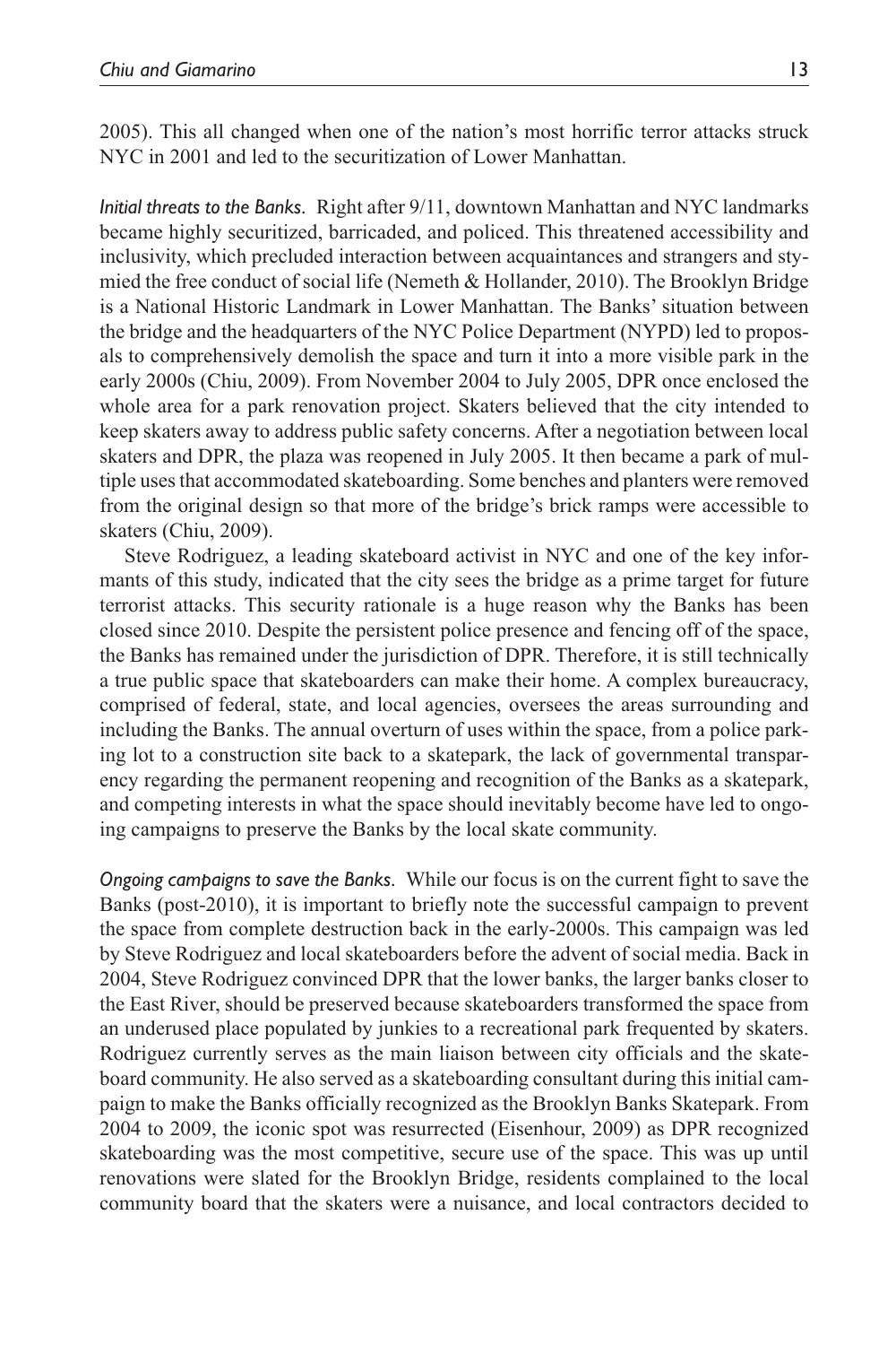2005). This all changed when one of the nation's most horrific terror attacks struck NYC in 2001 and led to the securitization of Lower Manhattan.

*Initial threats to the Banks.* Right after 9/11, downtown Manhattan and NYC landmarks became highly securitized, barricaded, and policed. This threatened accessibility and inclusivity, which precluded interaction between acquaintances and strangers and stymied the free conduct of social life (Nemeth & Hollander, 2010). The Brooklyn Bridge is a National Historic Landmark in Lower Manhattan. The Banks' situation between the bridge and the headquarters of the NYC Police Department (NYPD) led to proposals to comprehensively demolish the space and turn it into a more visible park in the early 2000s (Chiu, 2009). From November 2004 to July 2005, DPR once enclosed the whole area for a park renovation project. Skaters believed that the city intended to keep skaters away to address public safety concerns. After a negotiation between local skaters and DPR, the plaza was reopened in July 2005. It then became a park of multiple uses that accommodated skateboarding. Some benches and planters were removed from the original design so that more of the bridge's brick ramps were accessible to skaters (Chiu, 2009).

Steve Rodriguez, a leading skateboard activist in NYC and one of the key informants of this study, indicated that the city sees the bridge as a prime target for future terrorist attacks. This security rationale is a huge reason why the Banks has been closed since 2010. Despite the persistent police presence and fencing off of the space, the Banks has remained under the jurisdiction of DPR. Therefore, it is still technically a true public space that skateboarders can make their home. A complex bureaucracy, comprised of federal, state, and local agencies, oversees the areas surrounding and including the Banks. The annual overturn of uses within the space, from a police parking lot to a construction site back to a skatepark, the lack of governmental transparency regarding the permanent reopening and recognition of the Banks as a skatepark, and competing interests in what the space should inevitably become have led to ongoing campaigns to preserve the Banks by the local skate community.

*Ongoing campaigns to save the Banks.* While our focus is on the current fight to save the Banks (post-2010), it is important to briefly note the successful campaign to prevent the space from complete destruction back in the early-2000s. This campaign was led by Steve Rodriguez and local skateboarders before the advent of social media. Back in 2004, Steve Rodriguez convinced DPR that the lower banks, the larger banks closer to the East River, should be preserved because skateboarders transformed the space from an underused place populated by junkies to a recreational park frequented by skaters. Rodriguez currently serves as the main liaison between city officials and the skateboard community. He also served as a skateboarding consultant during this initial campaign to make the Banks officially recognized as the Brooklyn Banks Skatepark. From 2004 to 2009, the iconic spot was resurrected (Eisenhour, 2009) as DPR recognized skateboarding was the most competitive, secure use of the space. This was up until renovations were slated for the Brooklyn Bridge, residents complained to the local community board that the skaters were a nuisance, and local contractors decided to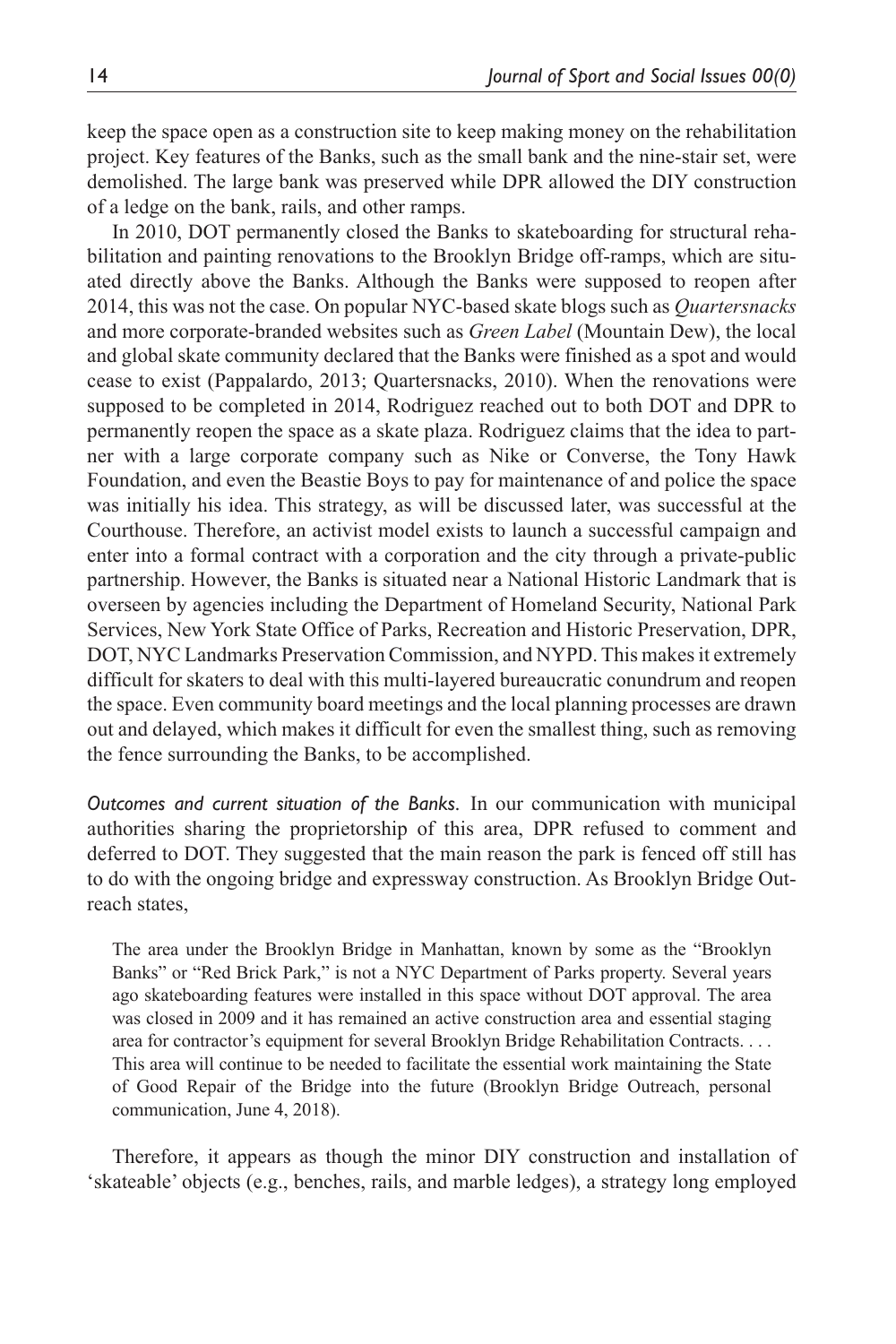keep the space open as a construction site to keep making money on the rehabilitation project. Key features of the Banks, such as the small bank and the nine-stair set, were demolished. The large bank was preserved while DPR allowed the DIY construction of a ledge on the bank, rails, and other ramps.

In 2010, DOT permanently closed the Banks to skateboarding for structural rehabilitation and painting renovations to the Brooklyn Bridge off-ramps, which are situated directly above the Banks. Although the Banks were supposed to reopen after 2014, this was not the case. On popular NYC-based skate blogs such as *Quartersnacks* and more corporate-branded websites such as *Green Label* (Mountain Dew), the local and global skate community declared that the Banks were finished as a spot and would cease to exist (Pappalardo, 2013; Quartersnacks, 2010). When the renovations were supposed to be completed in 2014, Rodriguez reached out to both DOT and DPR to permanently reopen the space as a skate plaza. Rodriguez claims that the idea to partner with a large corporate company such as Nike or Converse, the Tony Hawk Foundation, and even the Beastie Boys to pay for maintenance of and police the space was initially his idea. This strategy, as will be discussed later, was successful at the Courthouse. Therefore, an activist model exists to launch a successful campaign and enter into a formal contract with a corporation and the city through a private-public partnership. However, the Banks is situated near a National Historic Landmark that is overseen by agencies including the Department of Homeland Security, National Park Services, New York State Office of Parks, Recreation and Historic Preservation, DPR, DOT, NYC Landmarks Preservation Commission, and NYPD. This makes it extremely difficult for skaters to deal with this multi-layered bureaucratic conundrum and reopen the space. Even community board meetings and the local planning processes are drawn out and delayed, which makes it difficult for even the smallest thing, such as removing the fence surrounding the Banks, to be accomplished.

*Outcomes and current situation of the Banks.* In our communication with municipal authorities sharing the proprietorship of this area, DPR refused to comment and deferred to DOT. They suggested that the main reason the park is fenced off still has to do with the ongoing bridge and expressway construction. As Brooklyn Bridge Outreach states,

> The area under the Brooklyn Bridge in Manhattan, known by some as the "Brooklyn Banks" or "Red Brick Park," is not a NYC Department of Parks property. Several years ago skateboarding features were installed in this space without DOT approval. The area was closed in 2009 and it has remained an active construction area and essential staging area for contractor's equipment for several Brooklyn Bridge Rehabilitation Contracts. . . . This area will continue to be needed to facilitate the essential work maintaining the State of Good Repair of the Bridge into the future (Brooklyn Bridge Outreach, personal communication, June 4, 2018).

Therefore, it appears as though the minor DIY construction and installation of 'skateable' objects (e.g., benches, rails, and marble ledges), a strategy long employed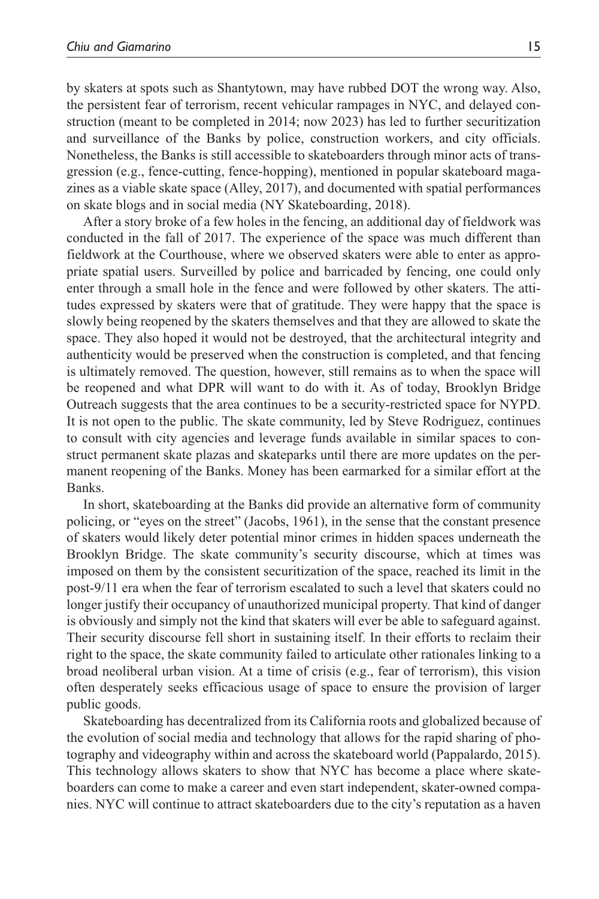by skaters at spots such as Shantytown, may have rubbed DOT the wrong way. Also, the persistent fear of terrorism, recent vehicular rampages in NYC, and delayed construction (meant to be completed in 2014; now 2023) has led to further securitization and surveillance of the Banks by police, construction workers, and city officials. Nonetheless, the Banks is still accessible to skateboarders through minor acts of transgression (e.g., fence-cutting, fence-hopping), mentioned in popular skateboard magazines as a viable skate space (Alley, 2017), and documented with spatial performances on skate blogs and in social media (NY Skateboarding, 2018).

After a story broke of a few holes in the fencing, an additional day of fieldwork was conducted in the fall of 2017. The experience of the space was much different than fieldwork at the Courthouse, where we observed skaters were able to enter as appropriate spatial users. Surveilled by police and barricaded by fencing, one could only enter through a small hole in the fence and were followed by other skaters. The attitudes expressed by skaters were that of gratitude. They were happy that the space is slowly being reopened by the skaters themselves and that they are allowed to skate the space. They also hoped it would not be destroyed, that the architectural integrity and authenticity would be preserved when the construction is completed, and that fencing is ultimately removed. The question, however, still remains as to when the space will be reopened and what DPR will want to do with it. As of today, Brooklyn Bridge Outreach suggests that the area continues to be a security-restricted space for NYPD. It is not open to the public. The skate community, led by Steve Rodriguez, continues to consult with city agencies and leverage funds available in similar spaces to construct permanent skate plazas and skateparks until there are more updates on the permanent reopening of the Banks. Money has been earmarked for a similar effort at the Banks.

In short, skateboarding at the Banks did provide an alternative form of community policing, or "eyes on the street" (Jacobs, 1961), in the sense that the constant presence of skaters would likely deter potential minor crimes in hidden spaces underneath the Brooklyn Bridge. The skate community's security discourse, which at times was imposed on them by the consistent securitization of the space, reached its limit in the post-9/11 era when the fear of terrorism escalated to such a level that skaters could no longer justify their occupancy of unauthorized municipal property. That kind of danger is obviously and simply not the kind that skaters will ever be able to safeguard against. Their security discourse fell short in sustaining itself. In their efforts to reclaim their right to the space, the skate community failed to articulate other rationales linking to a broad neoliberal urban vision. At a time of crisis (e.g., fear of terrorism), this vision often desperately seeks efficacious usage of space to ensure the provision of larger public goods.

Skateboarding has decentralized from its California roots and globalized because of the evolution of social media and technology that allows for the rapid sharing of photography and videography within and across the skateboard world (Pappalardo, 2015). This technology allows skaters to show that NYC has become a place where skateboarders can come to make a career and even start independent, skater-owned companies. NYC will continue to attract skateboarders due to the city's reputation as a haven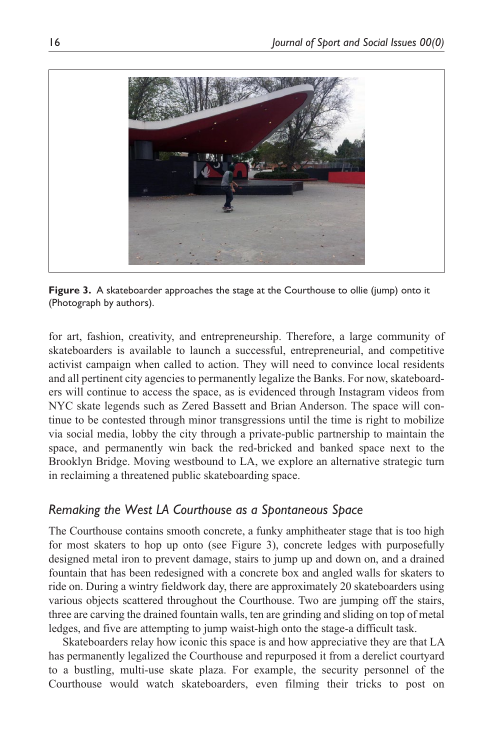**Figure 3.** A skateboarder approaches the stage at the Courthouse to ollie (jump) onto it (Photograph by authors).

for art, fashion, creativity, and entrepreneurship. Therefore, a large community of skateboarders is available to launch a successful, entrepreneurial, and competitive activist campaign when called to action. They will need to convince local residents and all pertinent city agencies to permanently legalize the Banks. For now, skateboarders will continue to access the space, as is evidenced through Instagram videos from NYC skate legends such as Zered Bassett and Brian Anderson. The space will continue to be contested through minor transgressions until the time is right to mobilize via social media, lobby the city through a private-public partnership to maintain the space, and permanently win back the red-bricked and banked space next to the Brooklyn Bridge. Moving westbound to LA, we explore an alternative strategic turn in reclaiming a threatened public skateboarding space.

### *Remaking the West LA Courthouse as a Spontaneous Space*

The Courthouse contains smooth concrete, a funky amphitheater stage that is too high for most skaters to hop up onto (see Figure 3), concrete ledges with purposefully designed metal iron to prevent damage, stairs to jump up and down on, and a drained fountain that has been redesigned with a concrete box and angled walls for skaters to ride on. During a wintry fieldwork day, there are approximately 20 skateboarders using various objects scattered throughout the Courthouse. Two are jumping off the stairs, three are carving the drained fountain walls, ten are grinding and sliding on top of metal ledges, and five are attempting to jump waist-high onto the stage-a difficult task.

Skateboarders relay how iconic this space is and how appreciative they are that LA has permanently legalized the Courthouse and repurposed it from a derelict courtyard to a bustling, multi-use skate plaza. For example, the security personnel of the Courthouse would watch skateboarders, even filming their tricks to post on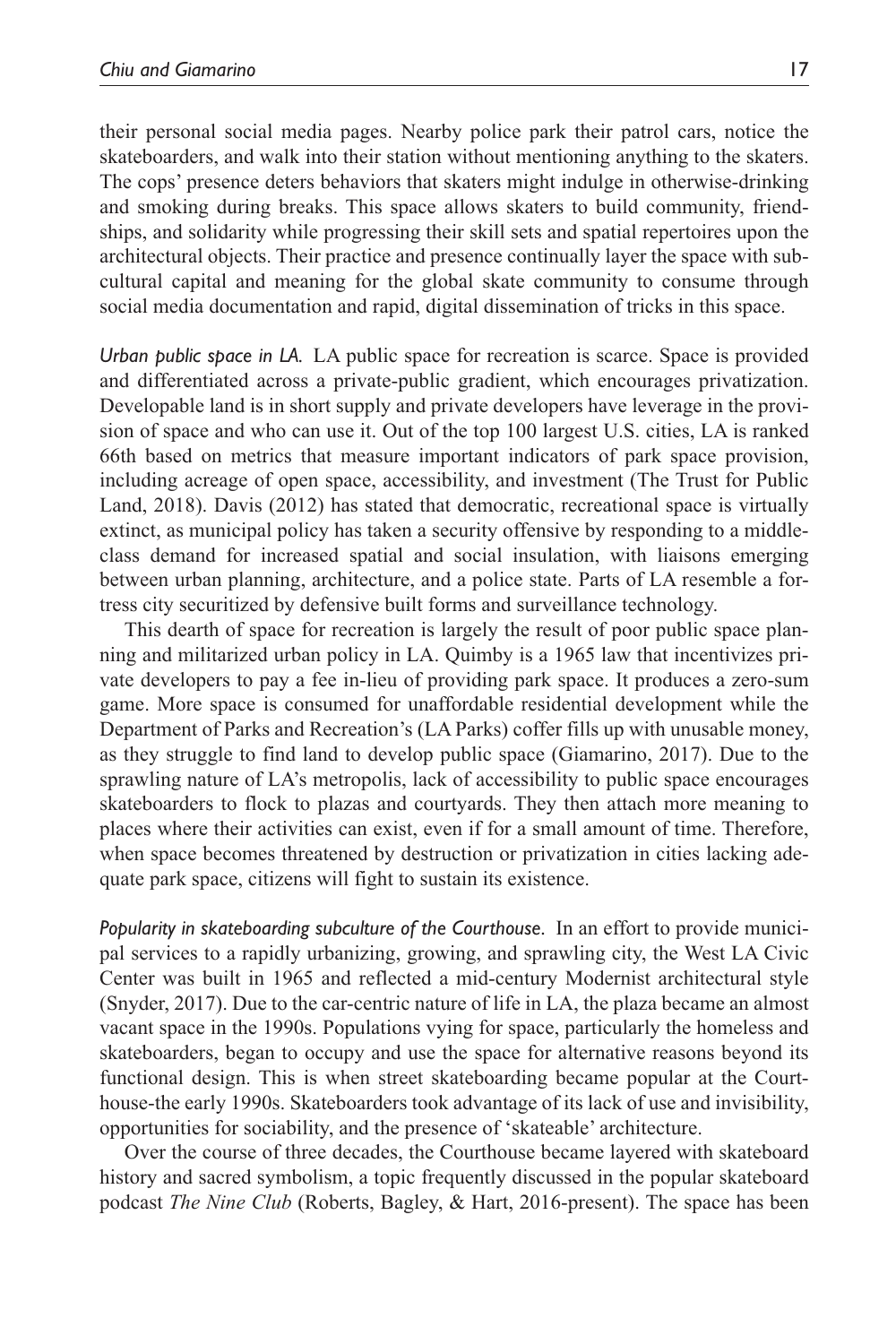their personal social media pages. Nearby police park their patrol cars, notice the skateboarders, and walk into their station without mentioning anything to the skaters. The cops' presence deters behaviors that skaters might indulge in otherwise-drinking and smoking during breaks. This space allows skaters to build community, friendships, and solidarity while progressing their skill sets and spatial repertoires upon the architectural objects. Their practice and presence continually layer the space with subcultural capital and meaning for the global skate community to consume through social media documentation and rapid, digital dissemination of tricks in this space.

*Urban public space in LA.* LA public space for recreation is scarce. Space is provided and differentiated across a private-public gradient, which encourages privatization. Developable land is in short supply and private developers have leverage in the provision of space and who can use it. Out of the top 100 largest U.S. cities, LA is ranked 66th based on metrics that measure important indicators of park space provision, including acreage of open space, accessibility, and investment (The Trust for Public Land, 2018). Davis (2012) has stated that democratic, recreational space is virtually extinct, as municipal policy has taken a security offensive by responding to a middle-class demand for increased spatial and social insulation, with liaisons emerging between urban planning, architecture, and a police state. Parts of LA resemble a fortress city securitized by defensive built forms and surveillance technology.

This dearth of space for recreation is largely the result of poor public space planning and militarized urban policy in LA. Quimby is a 1965 law that incentivizes private developers to pay a fee in-lieu of providing park space. It produces a zero-sum game. More space is consumed for unaffordable residential development while the Department of Parks and Recreation's (LA Parks) coffer fills up with unusable money, as they struggle to find land to develop public space (Giamarino, 2017). Due to the sprawling nature of LA's metropolis, lack of accessibility to public space encourages skateboarders to flock to plazas and courtyards. They then attach more meaning to places where their activities can exist, even if for a small amount of time. Therefore, when space becomes threatened by destruction or privatization in cities lacking adequate park space, citizens will fight to sustain its existence.

*Popularity in skateboarding subculture of the Courthouse.* In an effort to provide municipal services to a rapidly urbanizing, growing, and sprawling city, the West LA Civic Center was built in 1965 and reflected a mid-century Modernist architectural style (Snyder, 2017). Due to the car-centric nature of life in LA, the plaza became an almost vacant space in the 1990s. Populations vying for space, particularly the homeless and skateboarders, began to occupy and use the space for alternative reasons beyond its functional design. This is when street skateboarding became popular at the Courthouse-the early 1990s. Skateboarders took advantage of its lack of use and invisibility, opportunities for sociability, and the presence of 'skateable' architecture.

Over the course of three decades, the Courthouse became layered with skateboard history and sacred symbolism, a topic frequently discussed in the popular skateboard podcast *The Nine Club* (Roberts, Bagley, & Hart, 2016-present). The space has been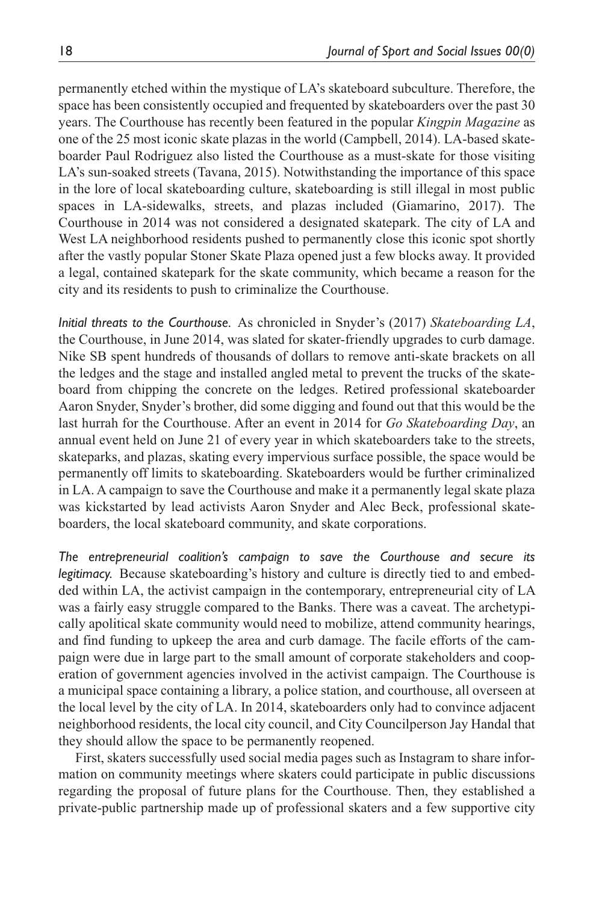permanently etched within the mystique of LA's skateboard subculture. Therefore, the space has been consistently occupied and frequented by skateboarders over the past 30 years. The Courthouse has recently been featured in the popular *Kingpin Magazine* as one of the 25 most iconic skate plazas in the world (Campbell, 2014). LA-based skateboarder Paul Rodriguez also listed the Courthouse as a must-skate for those visiting LA's sun-soaked streets (Tavana, 2015). Notwithstanding the importance of this space in the lore of local skateboarding culture, skateboarding is still illegal in most public spaces in LA-sidewalks, streets, and plazas included (Giamarino, 2017). The Courthouse in 2014 was not considered a designated skatepark. The city of LA and West LA neighborhood residents pushed to permanently close this iconic spot shortly after the vastly popular Stoner Skate Plaza opened just a few blocks away. It provided a legal, contained skatepark for the skate community, which became a reason for the city and its residents to push to criminalize the Courthouse.

*Initial threats to the Courthouse.* As chronicled in Snyder's (2017) *Skateboarding LA*, the Courthouse, in June 2014, was slated for skater-friendly upgrades to curb damage. Nike SB spent hundreds of thousands of dollars to remove anti-skate brackets on all the ledges and the stage and installed angled metal to prevent the trucks of the skateboard from chipping the concrete on the ledges. Retired professional skateboarder Aaron Snyder, Snyder's brother, did some digging and found out that this would be the last hurrah for the Courthouse. After an event in 2014 for *Go Skateboarding Day*, an annual event held on June 21 of every year in which skateboarders take to the streets, skateparks, and plazas, skating every impervious surface possible, the space would be permanently off limits to skateboarding. Skateboarders would be further criminalized in LA. A campaign to save the Courthouse and make it a permanently legal skate plaza was kickstarted by lead activists Aaron Snyder and Alec Beck, professional skateboarders, the local skateboard community, and skate corporations.

*The entrepreneurial coalition's campaign to save the Courthouse and secure its legitimacy.* Because skateboarding's history and culture is directly tied to and embedded within LA, the activist campaign in the contemporary, entrepreneurial city of LA was a fairly easy struggle compared to the Banks. There was a caveat. The archetypically apolitical skate community would need to mobilize, attend community hearings, and find funding to upkeep the area and curb damage. The facile efforts of the campaign were due in large part to the small amount of corporate stakeholders and cooperation of government agencies involved in the activist campaign. The Courthouse is a municipal space containing a library, a police station, and courthouse, all overseen at the local level by the city of LA. In 2014, skateboarders only had to convince adjacent neighborhood residents, the local city council, and City Councilperson Jay Handal that they should allow the space to be permanently reopened.

First, skaters successfully used social media pages such as Instagram to share information on community meetings where skaters could participate in public discussions regarding the proposal of future plans for the Courthouse. Then, they established a private-public partnership made up of professional skaters and a few supportive city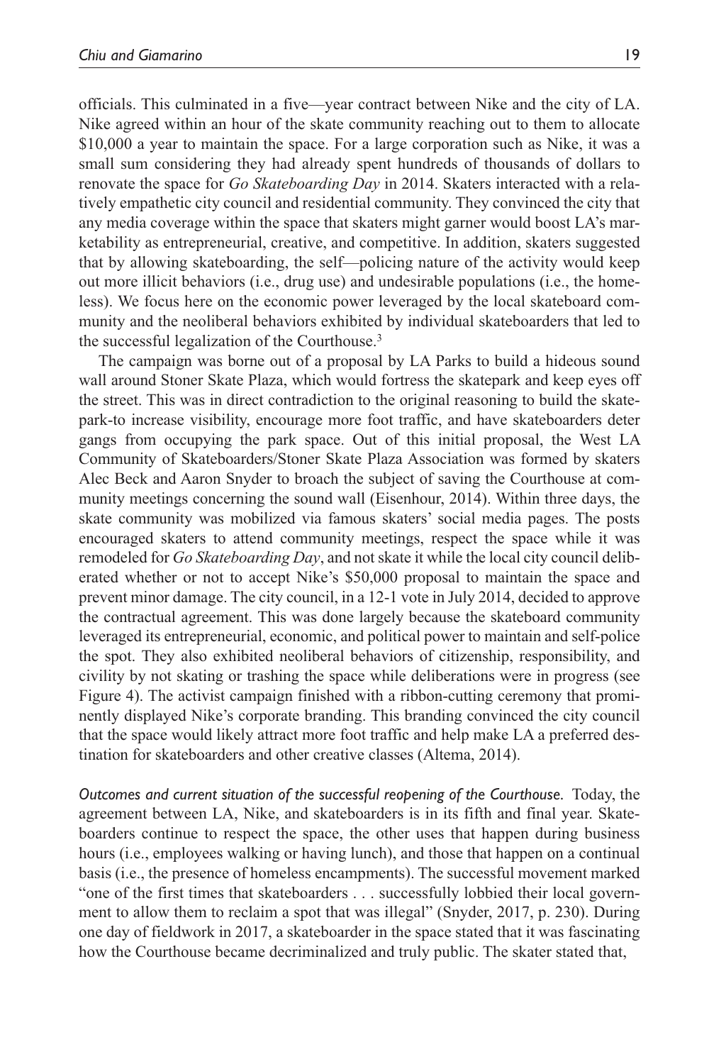officials. This culminated in a five—year contract between Nike and the city of LA. Nike agreed within an hour of the skate community reaching out to them to allocate $10,000 a year to maintain the space. For a large corporation such as Nike, it was a small sum considering they had already spent hundreds of thousands of dollars to renovate the space for *Go Skateboarding Day* in 2014. Skaters interacted with a relatively empathetic city council and residential community. They convinced the city that any media coverage within the space that skaters might garner would boost LA's marketability as entrepreneurial, creative, and competitive. In addition, skaters suggested that by allowing skateboarding, the self—policing nature of the activity would keep out more illicit behaviors (i.e., drug use) and undesirable populations (i.e., the homeless). We focus here on the economic power leveraged by the local skateboard community and the neoliberal behaviors exhibited by individual skateboarders that led to the successful legalization of the Courthouse.[3]

The campaign was borne out of a proposal by LA Parks to build a hideous sound wall around Stoner Skate Plaza, which would fortress the skatepark and keep eyes off the street. This was in direct contradiction to the original reasoning to build the skatepark-to increase visibility, encourage more foot traffic, and have skateboarders deter gangs from occupying the park space. Out of this initial proposal, the West LA Community of Skateboarders/Stoner Skate Plaza Association was formed by skaters Alec Beck and Aaron Snyder to broach the subject of saving the Courthouse at community meetings concerning the sound wall (Eisenhour, 2014). Within three days, the skate community was mobilized via famous skaters' social media pages. The posts encouraged skaters to attend community meetings, respect the space while it was remodeled for *Go Skateboarding Day*, and not skate it while the local city council deliberated whether or not to accept Nike's $50,000 proposal to maintain the space and prevent minor damage. The city council, in a 12-1 vote in July 2014, decided to approve the contractual agreement. This was done largely because the skateboard community leveraged its entrepreneurial, economic, and political power to maintain and self-police the spot. They also exhibited neoliberal behaviors of citizenship, responsibility, and civility by not skating or trashing the space while deliberations were in progress (see Figure 4). The activist campaign finished with a ribbon-cutting ceremony that prominently displayed Nike's corporate branding. This branding convinced the city council that the space would likely attract more foot traffic and help make LA a preferred destination for skateboarders and other creative classes (Altema, 2014).

*Outcomes and current situation of the successful reopening of the Courthouse.* Today, the agreement between LA, Nike, and skateboarders is in its fifth and final year. Skateboarders continue to respect the space, the other uses that happen during business hours (i.e., employees walking or having lunch), and those that happen on a continual basis (i.e., the presence of homeless encampments). The successful movement marked "one of the first times that skateboarders . . . successfully lobbied their local government to allow them to reclaim a spot that was illegal" (Snyder, 2017, p. 230). During one day of fieldwork in 2017, a skateboarder in the space stated that it was fascinating how the Courthouse became decriminalized and truly public. The skater stated that,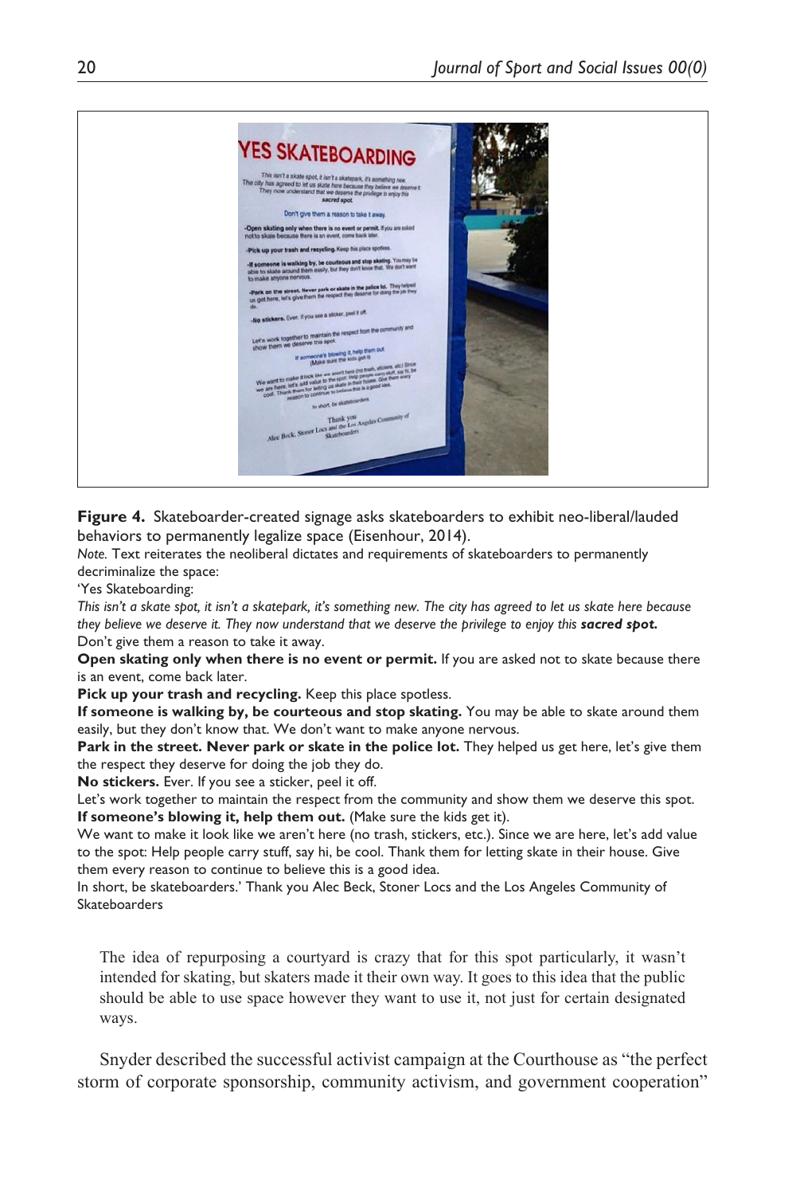**Figure 4.** Skateboarder-created signage asks skateboarders to exhibit neo-liberal/lauded behaviors to permanently legalize space (Eisenhour, 2014).

*Note.* Text reiterates the neoliberal dictates and requirements of skateboarders to permanently decriminalize the space:

'Yes Skateboarding:

*This isn't a skate spot, it isn't a skatepark, it's something new. The city has agreed to let us skate here because they believe we deserve it. They now understand that we deserve the privilege to enjoy this **sacred spot.***

Don't give them a reason to take it away.

**Open skating only when there is no event or permit.** If you are asked not to skate because there is an event, come back later.

**Pick up your trash and recycling.** Keep this place spotless.

**If someone is walking by, be courteous and stop skating.** You may be able to skate around them easily, but they don't know that. We don't want to make anyone nervous.

**Park in the street. Never park or skate in the police lot.** They helped us get here, let's give them the respect they deserve for doing the job they do.

**No stickers.** Ever. If you see a sticker, peel it off.

Let's work together to maintain the respect from the community and show them we deserve this spot.

**If someone's blowing it, help them out.** (Make sure the kids get it).

We want to make it look like we aren't here (no trash, stickers, etc.). Since we are here, let's add value to the spot: Help people carry stuff, say hi, be cool. Thank them for letting skate in their house. Give them every reason to continue to believe this is a good idea.

In short, be skateboarders.' Thank you Alec Beck, Stoner Locs and the Los Angeles Community of Skateboarders

> The idea of repurposing a courtyard is crazy that for this spot particularly, it wasn't intended for skating, but skaters made it their own way. It goes to this idea that the public should be able to use space however they want to use it, not just for certain designated ways.

Snyder described the successful activist campaign at the Courthouse as "the perfect storm of corporate sponsorship, community activism, and government cooperation"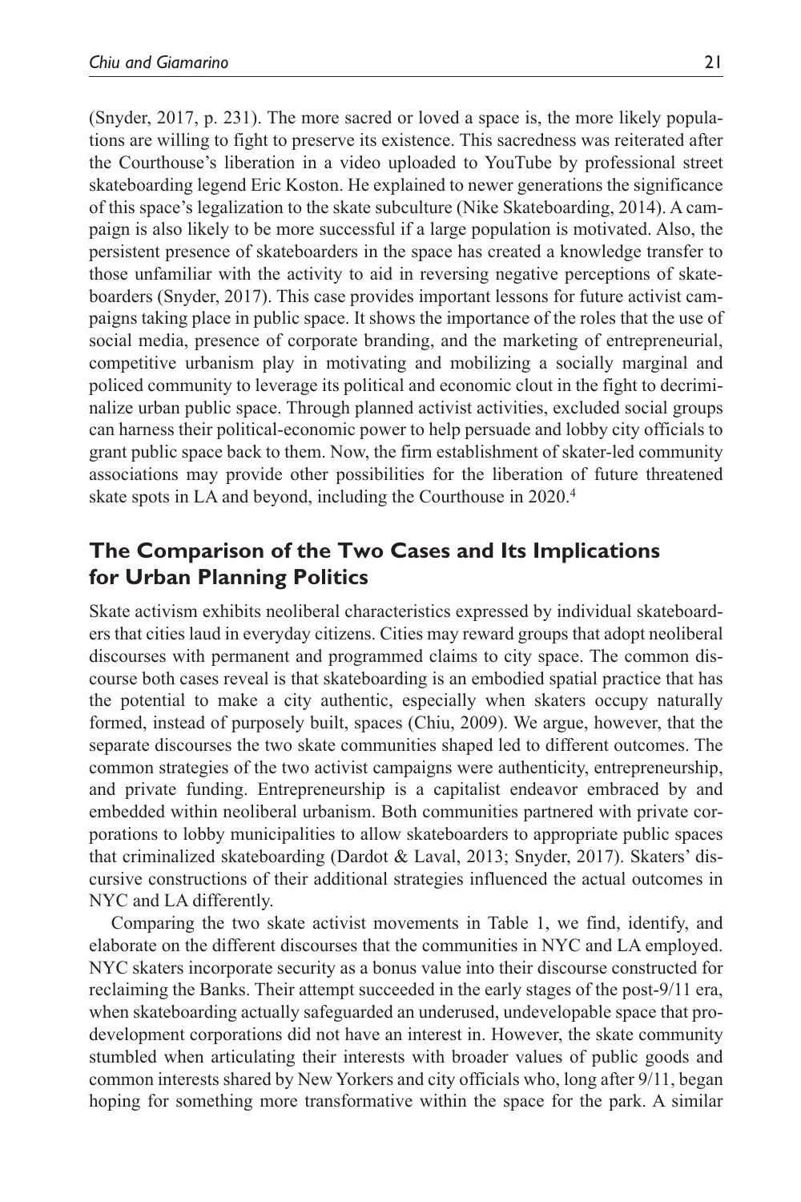(Snyder, 2017, p. 231). The more sacred or loved a space is, the more likely populations are willing to fight to preserve its existence. This sacredness was reiterated after the Courthouse's liberation in a video uploaded to YouTube by professional street skateboarding legend Eric Koston. He explained to newer generations the significance of this space's legalization to the skate subculture (Nike Skateboarding, 2014). A campaign is also likely to be more successful if a large population is motivated. Also, the persistent presence of skateboarders in the space has created a knowledge transfer to those unfamiliar with the activity to aid in reversing negative perceptions of skateboarders (Snyder, 2017). This case provides important lessons for future activist campaigns taking place in public space. It shows the importance of the roles that the use of social media, presence of corporate branding, and the marketing of entrepreneurial, competitive urbanism play in motivating and mobilizing a socially marginal and policed community to leverage its political and economic clout in the fight to decriminalize urban public space. Through planned activist activities, excluded social groups can harness their political-economic power to help persuade and lobby city officials to grant public space back to them. Now, the firm establishment of skater-led community associations may provide other possibilities for the liberation of future threatened skate spots in LA and beyond, including the Courthouse in 2020.[4]

## The Comparison of the Two Cases and Its Implications for Urban Planning Politics

Skate activism exhibits neoliberal characteristics expressed by individual skateboarders that cities laud in everyday citizens. Cities may reward groups that adopt neoliberal discourses with permanent and programmed claims to city space. The common discourse both cases reveal is that skateboarding is an embodied spatial practice that has the potential to make a city authentic, especially when skaters occupy naturally formed, instead of purposely built, spaces (Chiu, 2009). We argue, however, that the separate discourses the two skate communities shaped led to different outcomes. The common strategies of the two activist campaigns were authenticity, entrepreneurship, and private funding. Entrepreneurship is a capitalist endeavor embraced by and embedded within neoliberal urbanism. Both communities partnered with private corporations to lobby municipalities to allow skateboarders to appropriate public spaces that criminalized skateboarding (Dardot & Laval, 2013; Snyder, 2017). Skaters' discursive constructions of their additional strategies influenced the actual outcomes in NYC and LA differently.

Comparing the two skate activist movements in Table 1, we find, identify, and elaborate on the different discourses that the communities in NYC and LA employed. NYC skaters incorporate security as a bonus value into their discourse constructed for reclaiming the Banks. Their attempt succeeded in the early stages of the post-9/11 era, when skateboarding actually safeguarded an underused, undevelopable space that pro-development corporations did not have an interest in. However, the skate community stumbled when articulating their interests with broader values of public goods and common interests shared by New Yorkers and city officials who, long after 9/11, began hoping for something more transformative within the space for the park. A similar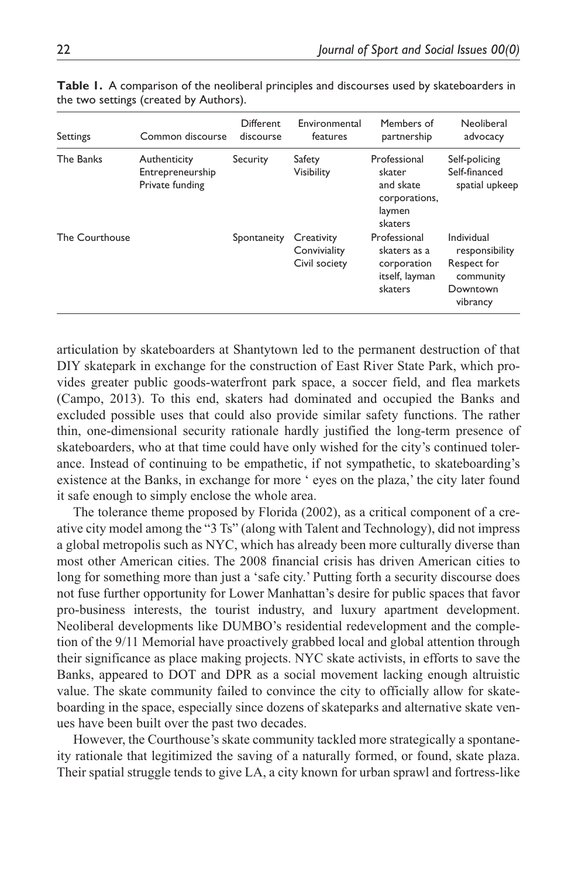**Table 1.** A comparison of the neoliberal principles and discourses used by skateboarders in the two settings (created by Authors).

| Settings | Common discourse | Different discourse | Environmental features | Members of partnership | Neoliberal advocacy |
|---|---|---|---|---|---|
| The Banks | Authenticity<br>Entrepreneurship<br>Private funding | Security | Safety<br>Visibility | Professional skater and skate corporations, laymen skaters | Self-policing<br>Self-financed spatial upkeep |
| The Courthouse | | Spontaneity | Creativity<br>Conviviality<br>Civil society | Professional skaters as a corporation itself, layman skaters | Individual responsibility<br>Respect for community<br>Downtown vibrancy |

articulation by skateboarders at Shantytown led to the permanent destruction of that DIY skatepark in exchange for the construction of East River State Park, which provides greater public goods-waterfront park space, a soccer field, and flea markets (Campo, 2013). To this end, skaters had dominated and occupied the Banks and excluded possible uses that could also provide similar safety functions. The rather thin, one-dimensional security rationale hardly justified the long-term presence of skateboarders, who at that time could have only wished for the city's continued tolerance. Instead of continuing to be empathetic, if not sympathetic, to skateboarding's existence at the Banks, in exchange for more ' eyes on the plaza,' the city later found it safe enough to simply enclose the whole area.

The tolerance theme proposed by Florida (2002), as a critical component of a creative city model among the "3 Ts" (along with Talent and Technology), did not impress a global metropolis such as NYC, which has already been more culturally diverse than most other American cities. The 2008 financial crisis has driven American cities to long for something more than just a 'safe city.' Putting forth a security discourse does not fuse further opportunity for Lower Manhattan's desire for public spaces that favor pro-business interests, the tourist industry, and luxury apartment development. Neoliberal developments like DUMBO's residential redevelopment and the completion of the 9/11 Memorial have proactively grabbed local and global attention through their significance as place making projects. NYC skate activists, in efforts to save the Banks, appeared to DOT and DPR as a social movement lacking enough altruistic value. The skate community failed to convince the city to officially allow for skateboarding in the space, especially since dozens of skateparks and alternative skate venues have been built over the past two decades.

However, the Courthouse's skate community tackled more strategically a spontaneity rationale that legitimized the saving of a naturally formed, or found, skate plaza. Their spatial struggle tends to give LA, a city known for urban sprawl and fortress-like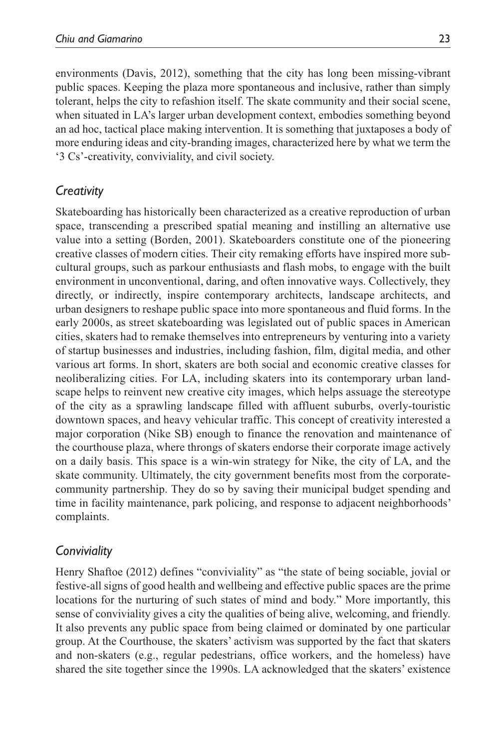environments (Davis, 2012), something that the city has long been missing-vibrant public spaces. Keeping the plaza more spontaneous and inclusive, rather than simply tolerant, helps the city to refashion itself. The skate community and their social scene, when situated in LA's larger urban development context, embodies something beyond an ad hoc, tactical place making intervention. It is something that juxtaposes a body of more enduring ideas and city-branding images, characterized here by what we term the '3 Cs'-creativity, conviviality, and civil society.

### *Creativity*

Skateboarding has historically been characterized as a creative reproduction of urban space, transcending a prescribed spatial meaning and instilling an alternative use value into a setting (Borden, 2001). Skateboarders constitute one of the pioneering creative classes of modern cities. Their city remaking efforts have inspired more subcultural groups, such as parkour enthusiasts and flash mobs, to engage with the built environment in unconventional, daring, and often innovative ways. Collectively, they directly, or indirectly, inspire contemporary architects, landscape architects, and urban designers to reshape public space into more spontaneous and fluid forms. In the early 2000s, as street skateboarding was legislated out of public spaces in American cities, skaters had to remake themselves into entrepreneurs by venturing into a variety of startup businesses and industries, including fashion, film, digital media, and other various art forms. In short, skaters are both social and economic creative classes for neoliberalizing cities. For LA, including skaters into its contemporary urban landscape helps to reinvent new creative city images, which helps assuage the stereotype of the city as a sprawling landscape filled with affluent suburbs, overly-touristic downtown spaces, and heavy vehicular traffic. This concept of creativity interested a major corporation (Nike SB) enough to finance the renovation and maintenance of the courthouse plaza, where throngs of skaters endorse their corporate image actively on a daily basis. This space is a win-win strategy for Nike, the city of LA, and the skate community. Ultimately, the city government benefits most from the corporate-community partnership. They do so by saving their municipal budget spending and time in facility maintenance, park policing, and response to adjacent neighborhoods' complaints.

### *Conviviality*

Henry Shaftoe (2012) defines "conviviality" as "the state of being sociable, jovial or festive-all signs of good health and wellbeing and effective public spaces are the prime locations for the nurturing of such states of mind and body." More importantly, this sense of conviviality gives a city the qualities of being alive, welcoming, and friendly. It also prevents any public space from being claimed or dominated by one particular group. At the Courthouse, the skaters' activism was supported by the fact that skaters and non-skaters (e.g., regular pedestrians, office workers, and the homeless) have shared the site together since the 1990s. LA acknowledged that the skaters' existence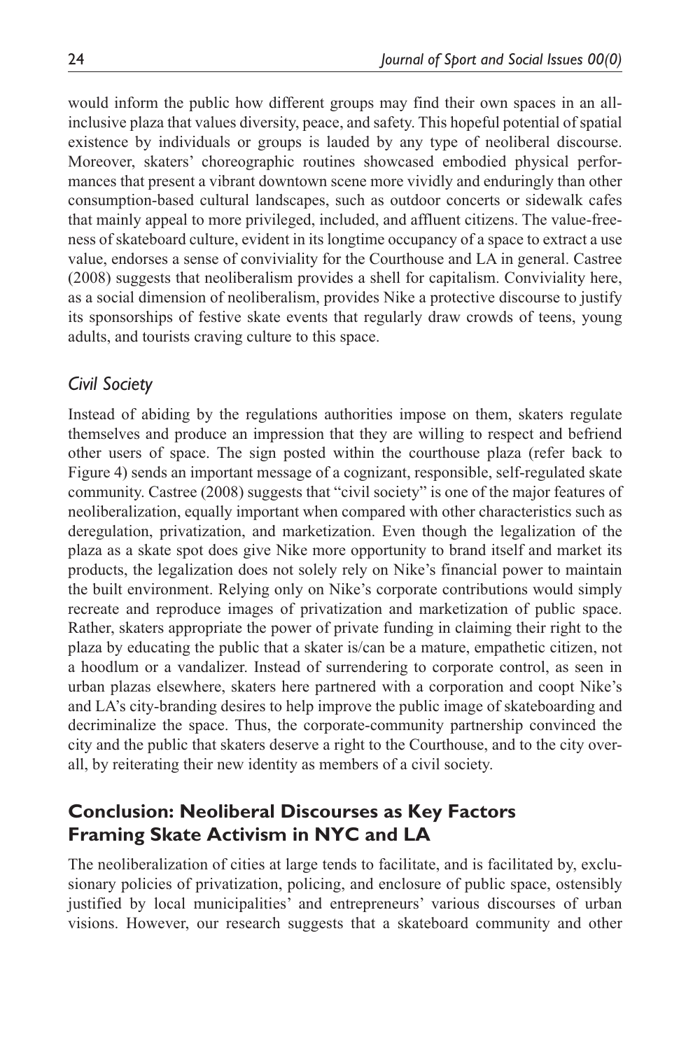would inform the public how different groups may find their own spaces in an all-inclusive plaza that values diversity, peace, and safety. This hopeful potential of spatial existence by individuals or groups is lauded by any type of neoliberal discourse. Moreover, skaters' choreographic routines showcased embodied physical performances that present a vibrant downtown scene more vividly and enduringly than other consumption-based cultural landscapes, such as outdoor concerts or sidewalk cafes that mainly appeal to more privileged, included, and affluent citizens. The value-freeness of skateboard culture, evident in its longtime occupancy of a space to extract a use value, endorses a sense of conviviality for the Courthouse and LA in general. Castree (2008) suggests that neoliberalism provides a shell for capitalism. Conviviality here, as a social dimension of neoliberalism, provides Nike a protective discourse to justify its sponsorships of festive skate events that regularly draw crowds of teens, young adults, and tourists craving culture to this space.

### *Civil Society*

Instead of abiding by the regulations authorities impose on them, skaters regulate themselves and produce an impression that they are willing to respect and befriend other users of space. The sign posted within the courthouse plaza (refer back to Figure 4) sends an important message of a cognizant, responsible, self-regulated skate community. Castree (2008) suggests that "civil society" is one of the major features of neoliberalization, equally important when compared with other characteristics such as deregulation, privatization, and marketization. Even though the legalization of the plaza as a skate spot does give Nike more opportunity to brand itself and market its products, the legalization does not solely rely on Nike's financial power to maintain the built environment. Relying only on Nike's corporate contributions would simply recreate and reproduce images of privatization and marketization of public space. Rather, skaters appropriate the power of private funding in claiming their right to the plaza by educating the public that a skater is/can be a mature, empathetic citizen, not a hoodlum or a vandalizer. Instead of surrendering to corporate control, as seen in urban plazas elsewhere, skaters here partnered with a corporation and coopt Nike's and LA's city-branding desires to help improve the public image of skateboarding and decriminalize the space. Thus, the corporate-community partnership convinced the city and the public that skaters deserve a right to the Courthouse, and to the city overall, by reiterating their new identity as members of a civil society.

## Conclusion: Neoliberal Discourses as Key Factors Framing Skate Activism in NYC and LA

The neoliberalization of cities at large tends to facilitate, and is facilitated by, exclusionary policies of privatization, policing, and enclosure of public space, ostensibly justified by local municipalities' and entrepreneurs' various discourses of urban visions. However, our research suggests that a skateboard community and other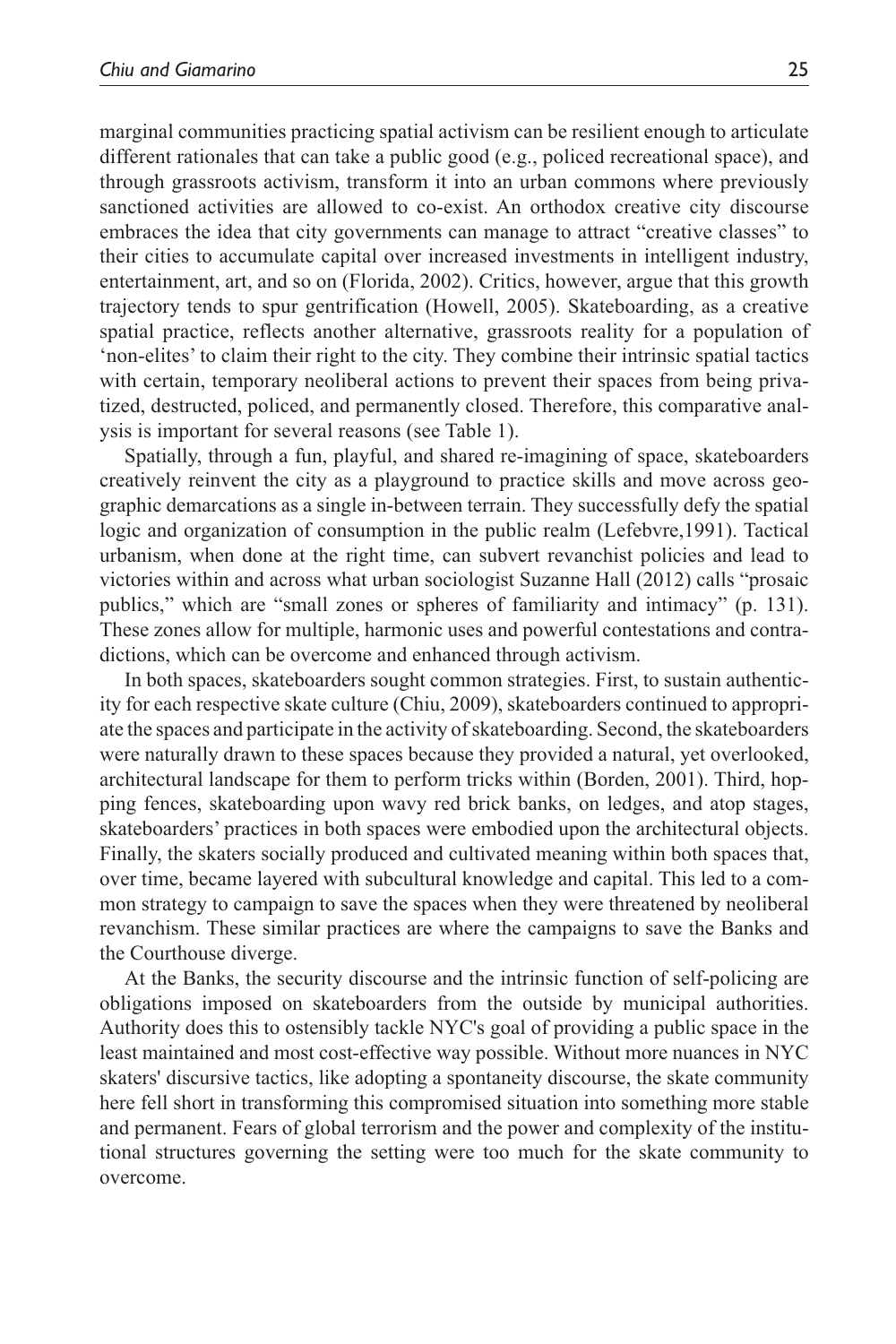marginal communities practicing spatial activism can be resilient enough to articulate different rationales that can take a public good (e.g., policed recreational space), and through grassroots activism, transform it into an urban commons where previously sanctioned activities are allowed to co-exist. An orthodox creative city discourse embraces the idea that city governments can manage to attract "creative classes" to their cities to accumulate capital over increased investments in intelligent industry, entertainment, art, and so on (Florida, 2002). Critics, however, argue that this growth trajectory tends to spur gentrification (Howell, 2005). Skateboarding, as a creative spatial practice, reflects another alternative, grassroots reality for a population of 'non-elites' to claim their right to the city. They combine their intrinsic spatial tactics with certain, temporary neoliberal actions to prevent their spaces from being privatized, destructed, policed, and permanently closed. Therefore, this comparative analysis is important for several reasons (see Table 1).

Spatially, through a fun, playful, and shared re-imagining of space, skateboarders creatively reinvent the city as a playground to practice skills and move across geographic demarcations as a single in-between terrain. They successfully defy the spatial logic and organization of consumption in the public realm (Lefebvre,1991). Tactical urbanism, when done at the right time, can subvert revanchist policies and lead to victories within and across what urban sociologist Suzanne Hall (2012) calls "prosaic publics," which are "small zones or spheres of familiarity and intimacy" (p. 131). These zones allow for multiple, harmonic uses and powerful contestations and contradictions, which can be overcome and enhanced through activism.

In both spaces, skateboarders sought common strategies. First, to sustain authenticity for each respective skate culture (Chiu, 2009), skateboarders continued to appropriate the spaces and participate in the activity of skateboarding. Second, the skateboarders were naturally drawn to these spaces because they provided a natural, yet overlooked, architectural landscape for them to perform tricks within (Borden, 2001). Third, hopping fences, skateboarding upon wavy red brick banks, on ledges, and atop stages, skateboarders' practices in both spaces were embodied upon the architectural objects. Finally, the skaters socially produced and cultivated meaning within both spaces that, over time, became layered with subcultural knowledge and capital. This led to a common strategy to campaign to save the spaces when they were threatened by neoliberal revanchism. These similar practices are where the campaigns to save the Banks and the Courthouse diverge.

At the Banks, the security discourse and the intrinsic function of self-policing are obligations imposed on skateboarders from the outside by municipal authorities. Authority does this to ostensibly tackle NYC's goal of providing a public space in the least maintained and most cost-effective way possible. Without more nuances in NYC skaters' discursive tactics, like adopting a spontaneity discourse, the skate community here fell short in transforming this compromised situation into something more stable and permanent. Fears of global terrorism and the power and complexity of the institutional structures governing the setting were too much for the skate community to overcome.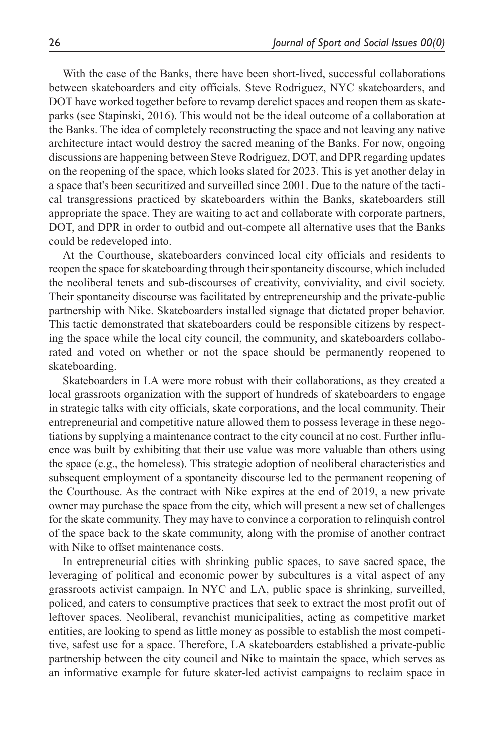With the case of the Banks, there have been short-lived, successful collaborations between skateboarders and city officials. Steve Rodriguez, NYC skateboarders, and DOT have worked together before to revamp derelict spaces and reopen them as skateparks (see Stapinski, 2016). This would not be the ideal outcome of a collaboration at the Banks. The idea of completely reconstructing the space and not leaving any native architecture intact would destroy the sacred meaning of the Banks. For now, ongoing discussions are happening between Steve Rodriguez, DOT, and DPR regarding updates on the reopening of the space, which looks slated for 2023. This is yet another delay in a space that's been securitized and surveilled since 2001. Due to the nature of the tactical transgressions practiced by skateboarders within the Banks, skateboarders still appropriate the space. They are waiting to act and collaborate with corporate partners, DOT, and DPR in order to outbid and out-compete all alternative uses that the Banks could be redeveloped into.

At the Courthouse, skateboarders convinced local city officials and residents to reopen the space for skateboarding through their spontaneity discourse, which included the neoliberal tenets and sub-discourses of creativity, conviviality, and civil society. Their spontaneity discourse was facilitated by entrepreneurship and the private-public partnership with Nike. Skateboarders installed signage that dictated proper behavior. This tactic demonstrated that skateboarders could be responsible citizens by respecting the space while the local city council, the community, and skateboarders collaborated and voted on whether or not the space should be permanently reopened to skateboarding.

Skateboarders in LA were more robust with their collaborations, as they created a local grassroots organization with the support of hundreds of skateboarders to engage in strategic talks with city officials, skate corporations, and the local community. Their entrepreneurial and competitive nature allowed them to possess leverage in these negotiations by supplying a maintenance contract to the city council at no cost. Further influence was built by exhibiting that their use value was more valuable than others using the space (e.g., the homeless). This strategic adoption of neoliberal characteristics and subsequent employment of a spontaneity discourse led to the permanent reopening of the Courthouse. As the contract with Nike expires at the end of 2019, a new private owner may purchase the space from the city, which will present a new set of challenges for the skate community. They may have to convince a corporation to relinquish control of the space back to the skate community, along with the promise of another contract with Nike to offset maintenance costs.

In entrepreneurial cities with shrinking public spaces, to save sacred space, the leveraging of political and economic power by subcultures is a vital aspect of any grassroots activist campaign. In NYC and LA, public space is shrinking, surveilled, policed, and caters to consumptive practices that seek to extract the most profit out of leftover spaces. Neoliberal, revanchist municipalities, acting as competitive market entities, are looking to spend as little money as possible to establish the most competitive, safest use for a space. Therefore, LA skateboarders established a private-public partnership between the city council and Nike to maintain the space, which serves as an informative example for future skater-led activist campaigns to reclaim space in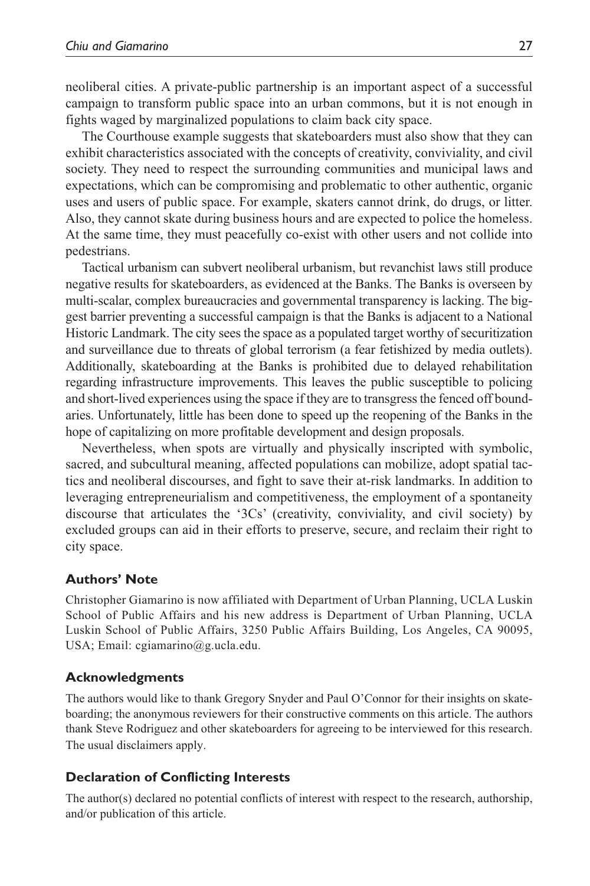neoliberal cities. A private-public partnership is an important aspect of a successful campaign to transform public space into an urban commons, but it is not enough in fights waged by marginalized populations to claim back city space.

The Courthouse example suggests that skateboarders must also show that they can exhibit characteristics associated with the concepts of creativity, conviviality, and civil society. They need to respect the surrounding communities and municipal laws and expectations, which can be compromising and problematic to other authentic, organic uses and users of public space. For example, skaters cannot drink, do drugs, or litter. Also, they cannot skate during business hours and are expected to police the homeless. At the same time, they must peacefully co-exist with other users and not collide into pedestrians.

Tactical urbanism can subvert neoliberal urbanism, but revanchist laws still produce negative results for skateboarders, as evidenced at the Banks. The Banks is overseen by multi-scalar, complex bureaucracies and governmental transparency is lacking. The biggest barrier preventing a successful campaign is that the Banks is adjacent to a National Historic Landmark. The city sees the space as a populated target worthy of securitization and surveillance due to threats of global terrorism (a fear fetishized by media outlets). Additionally, skateboarding at the Banks is prohibited due to delayed rehabilitation regarding infrastructure improvements. This leaves the public susceptible to policing and short-lived experiences using the space if they are to transgress the fenced off boundaries. Unfortunately, little has been done to speed up the reopening of the Banks in the hope of capitalizing on more profitable development and design proposals.

Nevertheless, when spots are virtually and physically inscripted with symbolic, sacred, and subcultural meaning, affected populations can mobilize, adopt spatial tactics and neoliberal discourses, and fight to save their at-risk landmarks. In addition to leveraging entrepreneurialism and competitiveness, the employment of a spontaneity discourse that articulates the '3Cs' (creativity, conviviality, and civil society) by excluded groups can aid in their efforts to preserve, secure, and reclaim their right to city space.

## Authors' Note

Christopher Giamarino is now affiliated with Department of Urban Planning, UCLA Luskin School of Public Affairs and his new address is Department of Urban Planning, UCLA Luskin School of Public Affairs, 3250 Public Affairs Building, Los Angeles, CA 90095, USA; Email: cgiamarino@g.ucla.edu.

## Acknowledgments

The authors would like to thank Gregory Snyder and Paul O'Connor for their insights on skateboarding; the anonymous reviewers for their constructive comments on this article. The authors thank Steve Rodriguez and other skateboarders for agreeing to be interviewed for this research. The usual disclaimers apply.

## Declaration of Conflicting Interests

The author(s) declared no potential conflicts of interest with respect to the research, authorship, and/or publication of this article.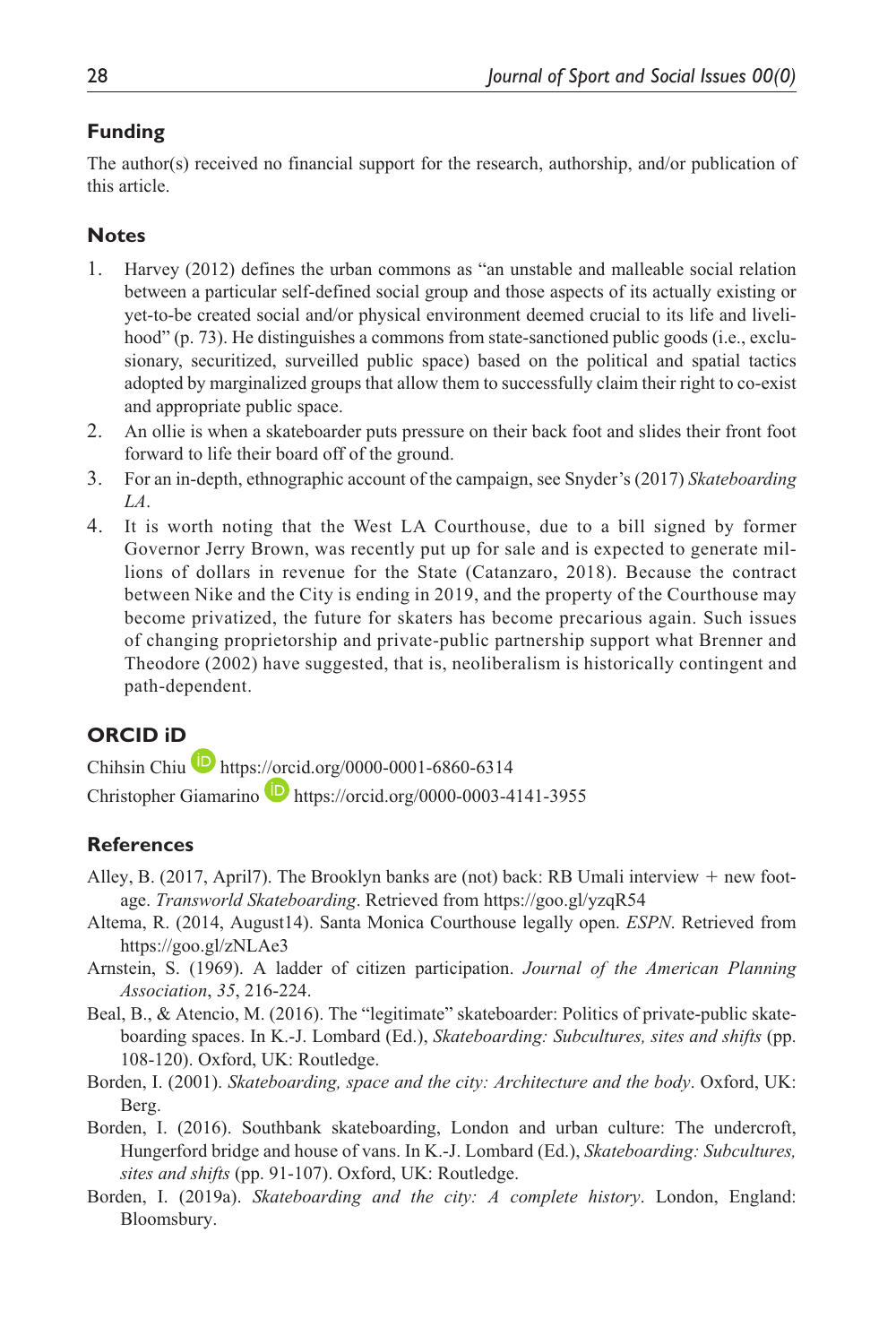## Funding

The author(s) received no financial support for the research, authorship, and/or publication of this article.

## Notes

1. Harvey (2012) defines the urban commons as "an unstable and malleable social relation between a particular self-defined social group and those aspects of its actually existing or yet-to-be created social and/or physical environment deemed crucial to its life and livelihood" (p. 73). He distinguishes a commons from state-sanctioned public goods (i.e., exclusionary, securitized, surveilled public space) based on the political and spatial tactics adopted by marginalized groups that allow them to successfully claim their right to co-exist and appropriate public space.
2. An ollie is when a skateboarder puts pressure on their back foot and slides their front foot forward to life their board off of the ground.
3. For an in-depth, ethnographic account of the campaign, see Snyder's (2017) *Skateboarding LA*.
4. It is worth noting that the West LA Courthouse, due to a bill signed by former Governor Jerry Brown, was recently put up for sale and is expected to generate millions of dollars in revenue for the State (Catanzaro, 2018). Because the contract between Nike and the City is ending in 2019, and the property of the Courthouse may become privatized, the future for skaters has become precarious again. Such issues of changing proprietorship and private-public partnership support what Brenner and Theodore (2002) have suggested, that is, neoliberalism is historically contingent and path-dependent.

## ORCID iD

Chihsin Chiu https://orcid.org/0000-0001-6860-6314

Christopher Giamarino https://orcid.org/0000-0003-4141-3955

## References

Alley, B. (2017, April7). The Brooklyn banks are (not) back: RB Umali interview + new footage. *Transworld Skateboarding*. Retrieved from https://goo.gl/yzqR54

Altema, R. (2014, August14). Santa Monica Courthouse legally open. *ESPN*. Retrieved from https://goo.gl/zNLAe3

Arnstein, S. (1969). A ladder of citizen participation. *Journal of the American Planning Association*, *35*, 216-224.

Beal, B., & Atencio, M. (2016). The "legitimate" skateboarder: Politics of private-public skateboarding spaces. In K.-J. Lombard (Ed.), *Skateboarding: Subcultures, sites and shifts* (pp. 108-120). Oxford, UK: Routledge.

Borden, I. (2001). *Skateboarding, space and the city: Architecture and the body*. Oxford, UK: Berg.

Borden, I. (2016). Southbank skateboarding, London and urban culture: The undercroft, Hungerford bridge and house of vans. In K.-J. Lombard (Ed.), *Skateboarding: Subcultures, sites and shifts* (pp. 91-107). Oxford, UK: Routledge.

Borden, I. (2019a). *Skateboarding and the city: A complete history*. London, England: Bloomsbury.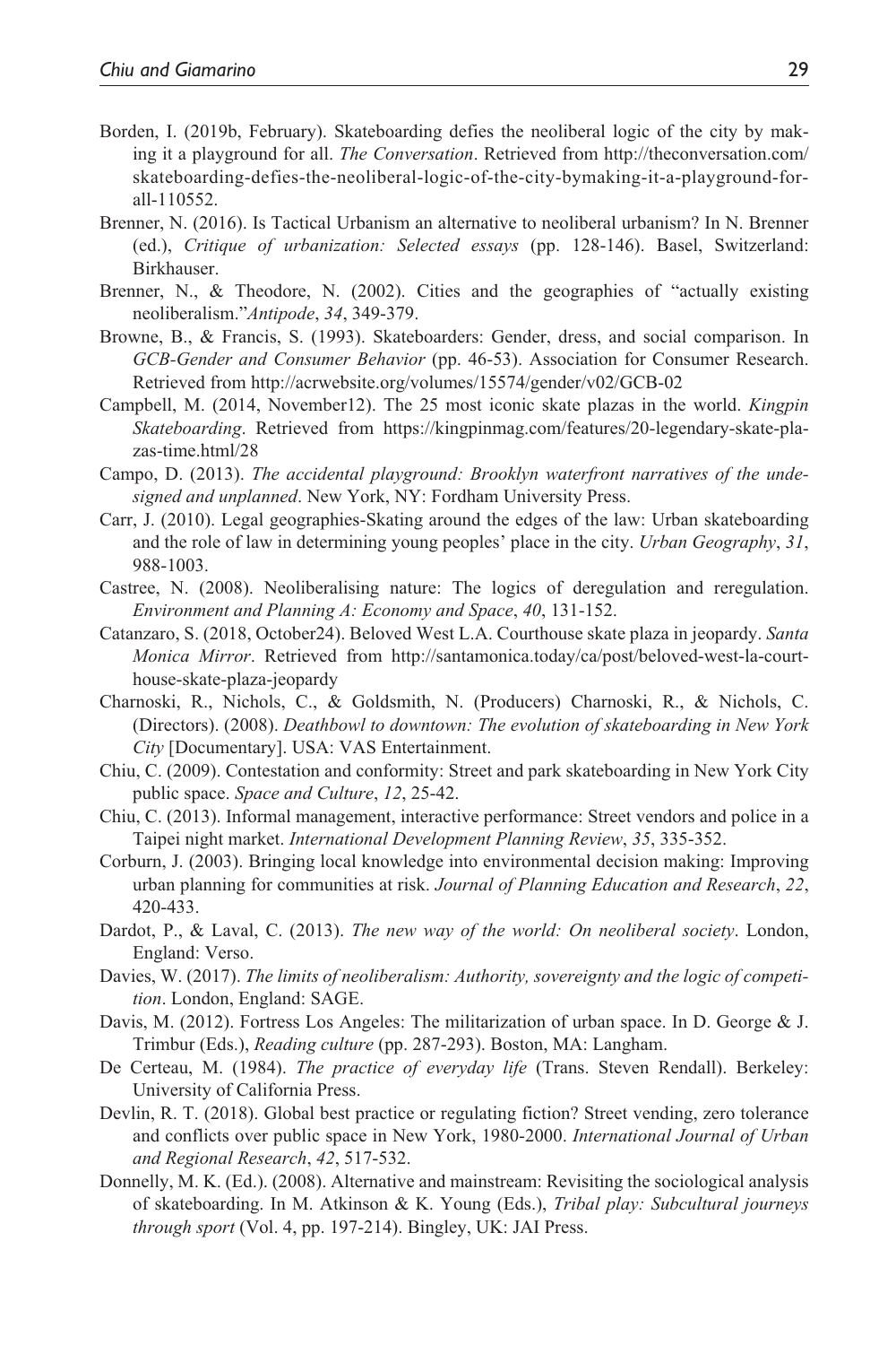Borden, I. (2019b, February). Skateboarding defies the neoliberal logic of the city by making it a playground for all. *The Conversation*. Retrieved from http://theconversation.com/skateboarding-defies-the-neoliberal-logic-of-the-city-bymaking-it-a-playground-for-all-110552.

Brenner, N. (2016). Is Tactical Urbanism an alternative to neoliberal urbanism? In N. Brenner (ed.), *Critique of urbanization: Selected essays* (pp. 128-146). Basel, Switzerland: Birkhauser.

Brenner, N., & Theodore, N. (2002). Cities and the geographies of "actually existing neoliberalism."*Antipode*, *34*, 349-379.

Browne, B., & Francis, S. (1993). Skateboarders: Gender, dress, and social comparison. In *GCB-Gender and Consumer Behavior* (pp. 46-53). Association for Consumer Research. Retrieved from http://acrwebsite.org/volumes/15574/gender/v02/GCB-02

Campbell, M. (2014, November12). The 25 most iconic skate plazas in the world. *Kingpin Skateboarding*. Retrieved from https://kingpinmag.com/features/20-legendary-skate-plazas-time.html/28

Campo, D. (2013). *The accidental playground: Brooklyn waterfront narratives of the undesigned and unplanned*. New York, NY: Fordham University Press.

Carr, J. (2010). Legal geographies-Skating around the edges of the law: Urban skateboarding and the role of law in determining young peoples' place in the city. *Urban Geography*, *31*, 988-1003.

Castree, N. (2008). Neoliberalising nature: The logics of deregulation and reregulation. *Environment and Planning A: Economy and Space*, *40*, 131-152.

Catanzaro, S. (2018, October24). Beloved West L.A. Courthouse skate plaza in jeopardy. *Santa Monica Mirror*. Retrieved from http://santamonica.today/ca/post/beloved-west-la-courthouse-skate-plaza-jeopardy

Charnoski, R., Nichols, C., & Goldsmith, N. (Producers) Charnoski, R., & Nichols, C. (Directors). (2008). *Deathbowl to downtown: The evolution of skateboarding in New York City* [Documentary]. USA: VAS Entertainment.

Chiu, C. (2009). Contestation and conformity: Street and park skateboarding in New York City public space. *Space and Culture*, *12*, 25-42.

Chiu, C. (2013). Informal management, interactive performance: Street vendors and police in a Taipei night market. *International Development Planning Review*, *35*, 335-352.

Corburn, J. (2003). Bringing local knowledge into environmental decision making: Improving urban planning for communities at risk. *Journal of Planning Education and Research*, *22*, 420-433.

Dardot, P., & Laval, C. (2013). *The new way of the world: On neoliberal society*. London, England: Verso.

Davies, W. (2017). *The limits of neoliberalism: Authority, sovereignty and the logic of competition*. London, England: SAGE.

Davis, M. (2012). Fortress Los Angeles: The militarization of urban space. In D. George & J. Trimbur (Eds.), *Reading culture* (pp. 287-293). Boston, MA: Langham.

De Certeau, M. (1984). *The practice of everyday life* (Trans. Steven Rendall). Berkeley: University of California Press.

Devlin, R. T. (2018). Global best practice or regulating fiction? Street vending, zero tolerance and conflicts over public space in New York, 1980-2000. *International Journal of Urban and Regional Research*, *42*, 517-532.

Donnelly, M. K. (Ed.). (2008). Alternative and mainstream: Revisiting the sociological analysis of skateboarding. In M. Atkinson & K. Young (Eds.), *Tribal play: Subcultural journeys through sport* (Vol. 4, pp. 197-214). Bingley, UK: JAI Press.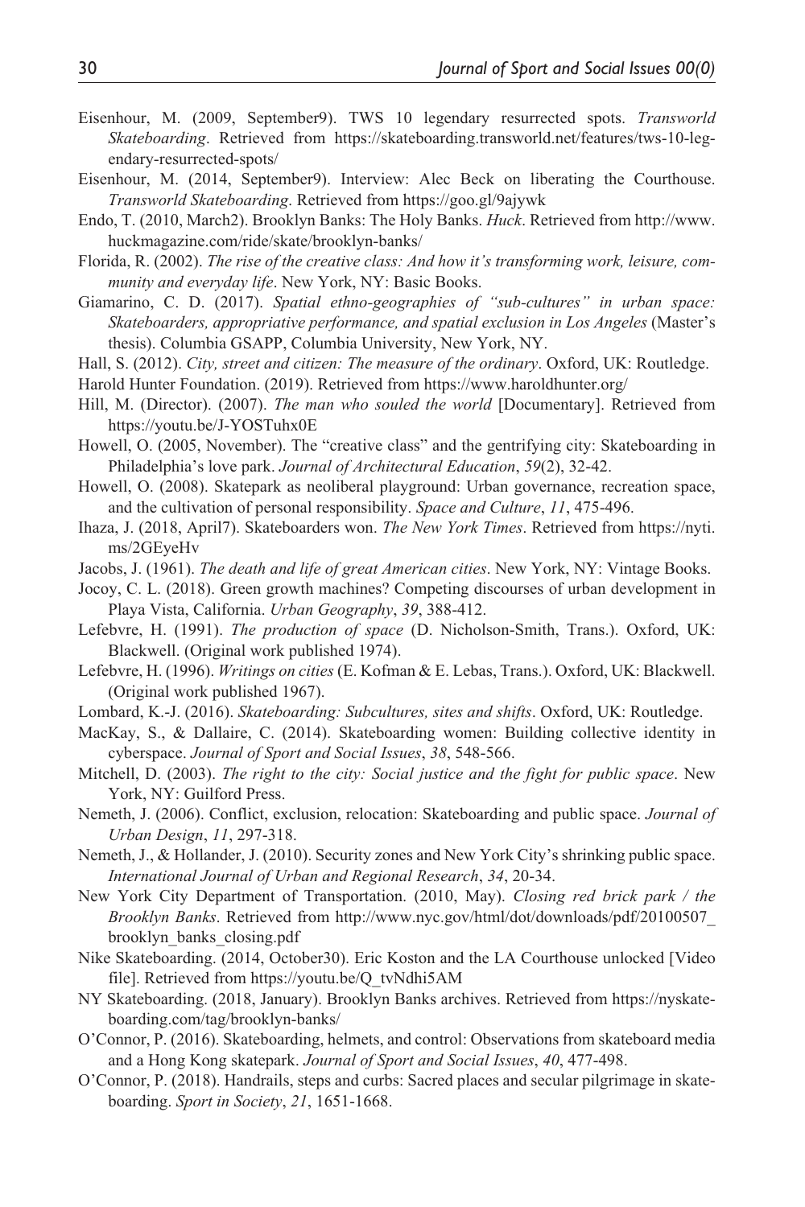Eisenhour, M. (2009, September9). TWS 10 legendary resurrected spots. *Transworld Skateboarding*. Retrieved from https://skateboarding.transworld.net/features/tws-10-legendary-resurrected-spots/

Eisenhour, M. (2014, September9). Interview: Alec Beck on liberating the Courthouse. *Transworld Skateboarding*. Retrieved from https://goo.gl/9ajywk

Endo, T. (2010, March2). Brooklyn Banks: The Holy Banks. *Huck*. Retrieved from http://www.huckmagazine.com/ride/skate/brooklyn-banks/

Florida, R. (2002). *The rise of the creative class: And how it's transforming work, leisure, community and everyday life*. New York, NY: Basic Books.

Giamarino, C. D. (2017). *Spatial ethno-geographies of "sub-cultures" in urban space: Skateboarders, appropriative performance, and spatial exclusion in Los Angeles* (Master's thesis). Columbia GSAPP, Columbia University, New York, NY.

Hall, S. (2012). *City, street and citizen: The measure of the ordinary*. Oxford, UK: Routledge.

Harold Hunter Foundation. (2019). Retrieved from https://www.haroldhunter.org/

Hill, M. (Director). (2007). *The man who souled the world* [Documentary]. Retrieved from https://youtu.be/J-YOSTuhx0E

Howell, O. (2005, November). The "creative class" and the gentrifying city: Skateboarding in Philadelphia's love park. *Journal of Architectural Education*, *59*(2), 32-42.

Howell, O. (2008). Skatepark as neoliberal playground: Urban governance, recreation space, and the cultivation of personal responsibility. *Space and Culture*, *11*, 475-496.

Ihaza, J. (2018, April7). Skateboarders won. *The New York Times*. Retrieved from https://nyti.ms/2GEyeHv

Jacobs, J. (1961). *The death and life of great American cities*. New York, NY: Vintage Books.

Jocoy, C. L. (2018). Green growth machines? Competing discourses of urban development in Playa Vista, California. *Urban Geography*, *39*, 388-412.

Lefebvre, H. (1991). *The production of space* (D. Nicholson-Smith, Trans.). Oxford, UK: Blackwell. (Original work published 1974).

Lefebvre, H. (1996). *Writings on cities* (E. Kofman & E. Lebas, Trans.). Oxford, UK: Blackwell. (Original work published 1967).

Lombard, K.-J. (2016). *Skateboarding: Subcultures, sites and shifts*. Oxford, UK: Routledge.

MacKay, S., & Dallaire, C. (2014). Skateboarding women: Building collective identity in cyberspace. *Journal of Sport and Social Issues*, *38*, 548-566.

Mitchell, D. (2003). *The right to the city: Social justice and the fight for public space*. New York, NY: Guilford Press.

Nemeth, J. (2006). Conflict, exclusion, relocation: Skateboarding and public space. *Journal of Urban Design*, *11*, 297-318.

Nemeth, J., & Hollander, J. (2010). Security zones and New York City's shrinking public space. *International Journal of Urban and Regional Research*, *34*, 20-34.

New York City Department of Transportation. (2010, May). *Closing red brick park / the Brooklyn Banks*. Retrieved from http://www.nyc.gov/html/dot/downloads/pdf/20100507_brooklyn_banks_closing.pdf

Nike Skateboarding. (2014, October30). Eric Koston and the LA Courthouse unlocked [Video file]. Retrieved from https://youtu.be/Q_tvNdhi5AM

NY Skateboarding. (2018, January). Brooklyn Banks archives. Retrieved from https://nyskateboarding.com/tag/brooklyn-banks/

O'Connor, P. (2016). Skateboarding, helmets, and control: Observations from skateboard media and a Hong Kong skatepark. *Journal of Sport and Social Issues*, *40*, 477-498.

O'Connor, P. (2018). Handrails, steps and curbs: Sacred places and secular pilgrimage in skateboarding. *Sport in Society*, *21*, 1651-1668.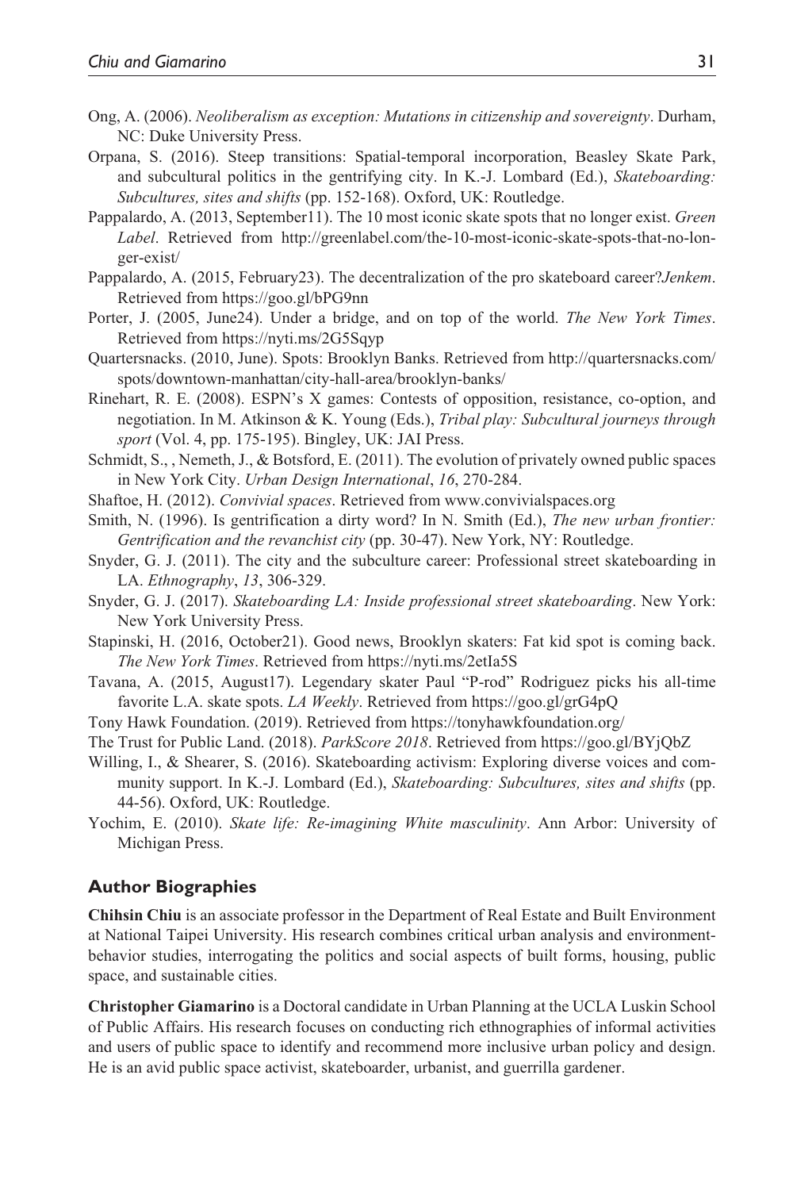Ong, A. (2006). *Neoliberalism as exception: Mutations in citizenship and sovereignty*. Durham, NC: Duke University Press.

Orpana, S. (2016). Steep transitions: Spatial-temporal incorporation, Beasley Skate Park, and subcultural politics in the gentrifying city. In K.-J. Lombard (Ed.), *Skateboarding: Subcultures, sites and shifts* (pp. 152-168). Oxford, UK: Routledge.

Pappalardo, A. (2013, September11). The 10 most iconic skate spots that no longer exist. *Green Label*. Retrieved from http://greenlabel.com/the-10-most-iconic-skate-spots-that-no-longer-exist/

Pappalardo, A. (2015, February23). The decentralization of the pro skateboard career?*Jenkem*. Retrieved from https://goo.gl/bPG9nn

Porter, J. (2005, June24). Under a bridge, and on top of the world. *The New York Times*. Retrieved from https://nyti.ms/2G5Sqyp

Quartersnacks. (2010, June). Spots: Brooklyn Banks. Retrieved from http://quartersnacks.com/spots/downtown-manhattan/city-hall-area/brooklyn-banks/

Rinehart, R. E. (2008). ESPN's X games: Contests of opposition, resistance, co-option, and negotiation. In M. Atkinson & K. Young (Eds.), *Tribal play: Subcultural journeys through sport* (Vol. 4, pp. 175-195). Bingley, UK: JAI Press.

Schmidt, S., , Nemeth, J., & Botsford, E. (2011). The evolution of privately owned public spaces in New York City. *Urban Design International*, *16*, 270-284.

Shaftoe, H. (2012). *Convivial spaces*. Retrieved from www.convivialspaces.org

Smith, N. (1996). Is gentrification a dirty word? In N. Smith (Ed.), *The new urban frontier: Gentrification and the revanchist city* (pp. 30-47). New York, NY: Routledge.

Snyder, G. J. (2011). The city and the subculture career: Professional street skateboarding in LA. *Ethnography*, *13*, 306-329.

Snyder, G. J. (2017). *Skateboarding LA: Inside professional street skateboarding*. New York: New York University Press.

Stapinski, H. (2016, October21). Good news, Brooklyn skaters: Fat kid spot is coming back. *The New York Times*. Retrieved from https://nyti.ms/2etIa5S

Tavana, A. (2015, August17). Legendary skater Paul "P-rod" Rodriguez picks his all-time favorite L.A. skate spots. *LA Weekly*. Retrieved from https://goo.gl/grG4pQ

Tony Hawk Foundation. (2019). Retrieved from https://tonyhawkfoundation.org/

The Trust for Public Land. (2018). *ParkScore 2018*. Retrieved from https://goo.gl/BYjQbZ

Willing, I., & Shearer, S. (2016). Skateboarding activism: Exploring diverse voices and community support. In K.-J. Lombard (Ed.), *Skateboarding: Subcultures, sites and shifts* (pp. 44-56). Oxford, UK: Routledge.

Yochim, E. (2010). *Skate life: Re-imagining White masculinity*. Ann Arbor: University of Michigan Press.

## Author Biographies

**Chihsin Chiu** is an associate professor in the Department of Real Estate and Built Environment at National Taipei University. His research combines critical urban analysis and environment-behavior studies, interrogating the politics and social aspects of built forms, housing, public space, and sustainable cities.

**Christopher Giamarino** is a Doctoral candidate in Urban Planning at the UCLA Luskin School of Public Affairs. His research focuses on conducting rich ethnographies of informal activities and users of public space to identify and recommend more inclusive urban policy and design. He is an avid public space activist, skateboarder, urbanist, and guerrilla gardener.